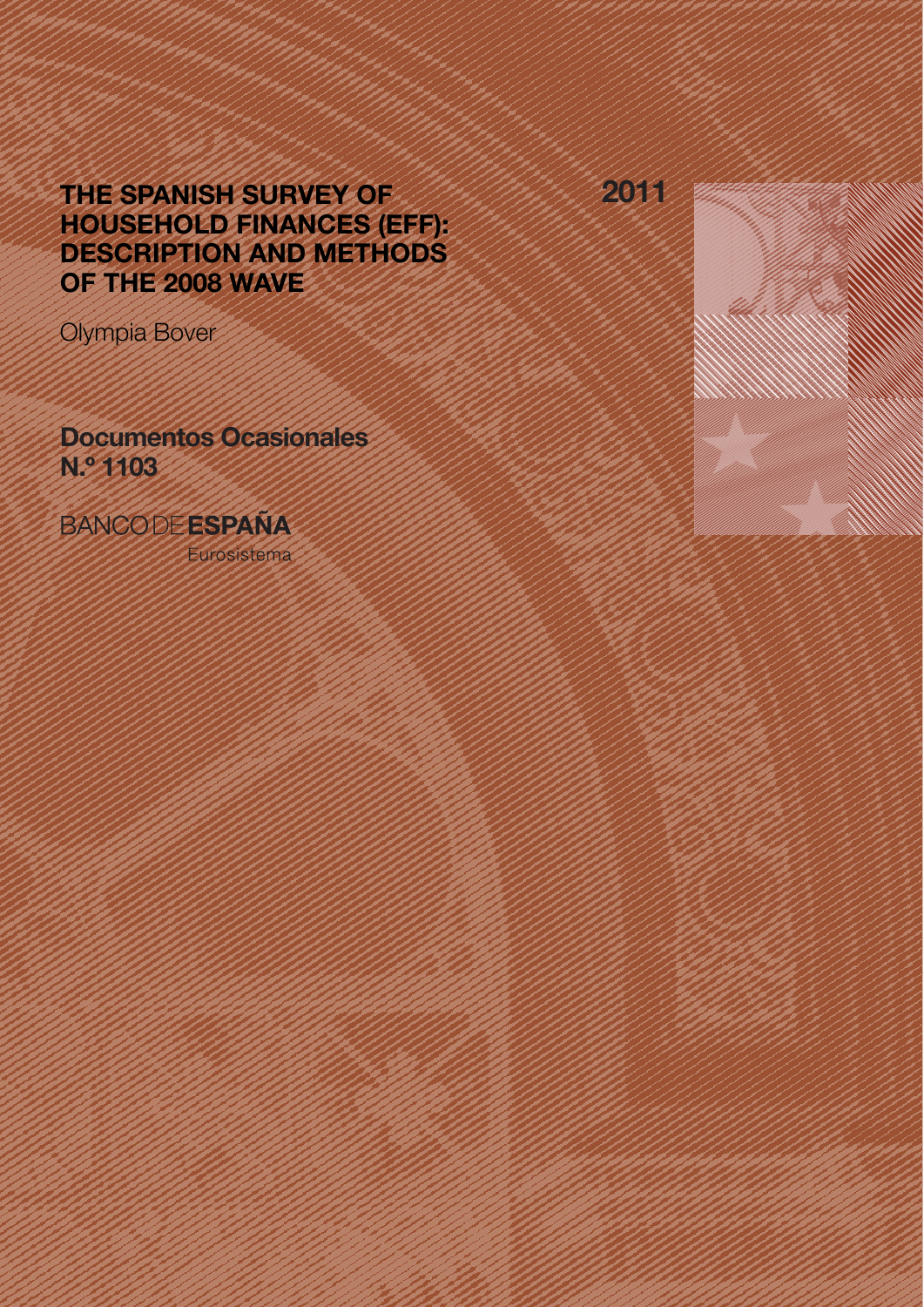# THE SPANISH SURVEY OF HOUSEHOLD FINANCES (EFF): DESCRIPTION AND METHODS OF THE 2008 WAVE

2011

Olympia Bover

**Documentos Ocasionales N.º 1103**

BANCO DE **ESPAÑA**

Eurosistema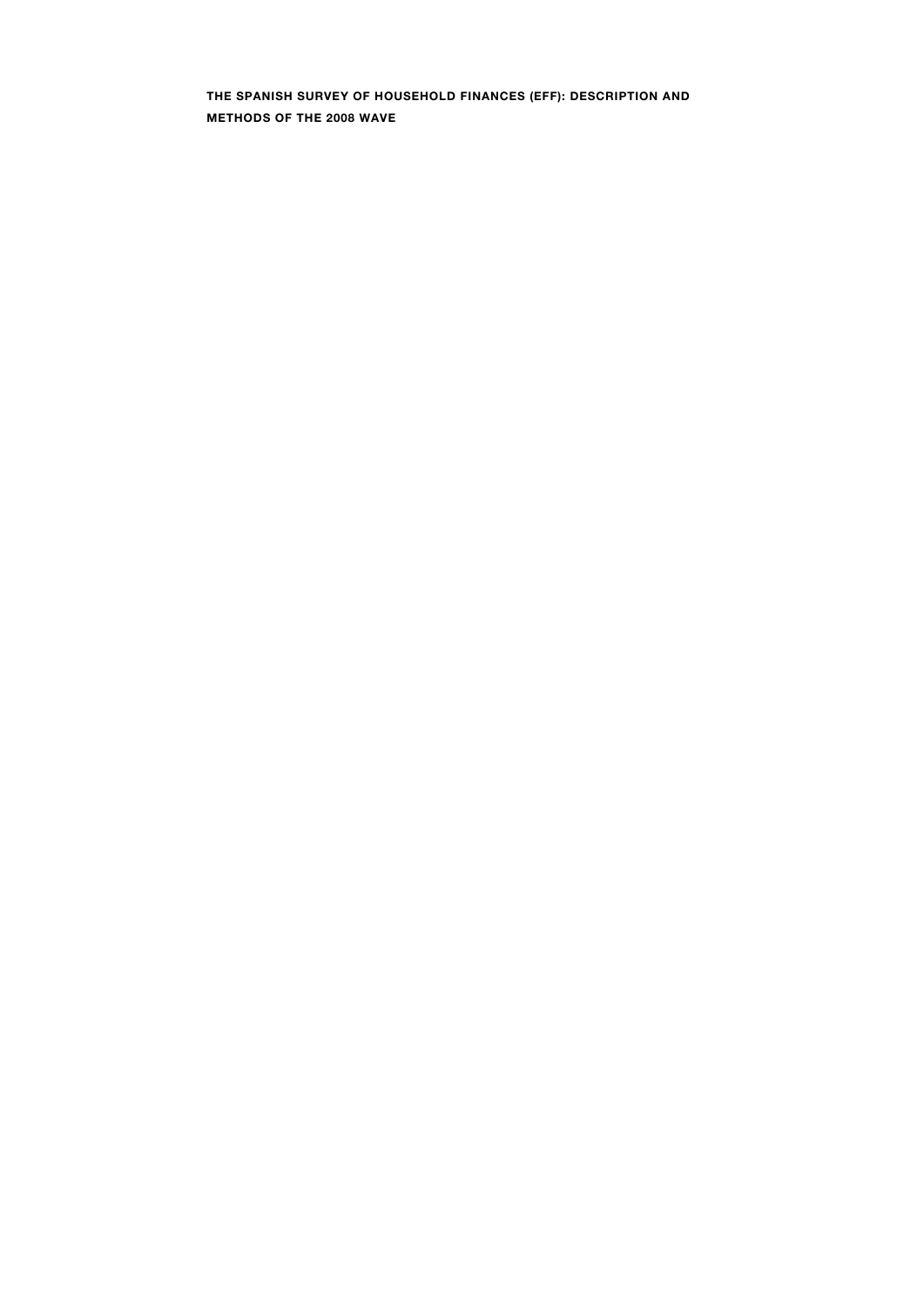**THE SPANISH SURVEY OF HOUSEHOLD FINANCES (EFF): DESCRIPTION AND METHODS OF THE 2008 WAVE**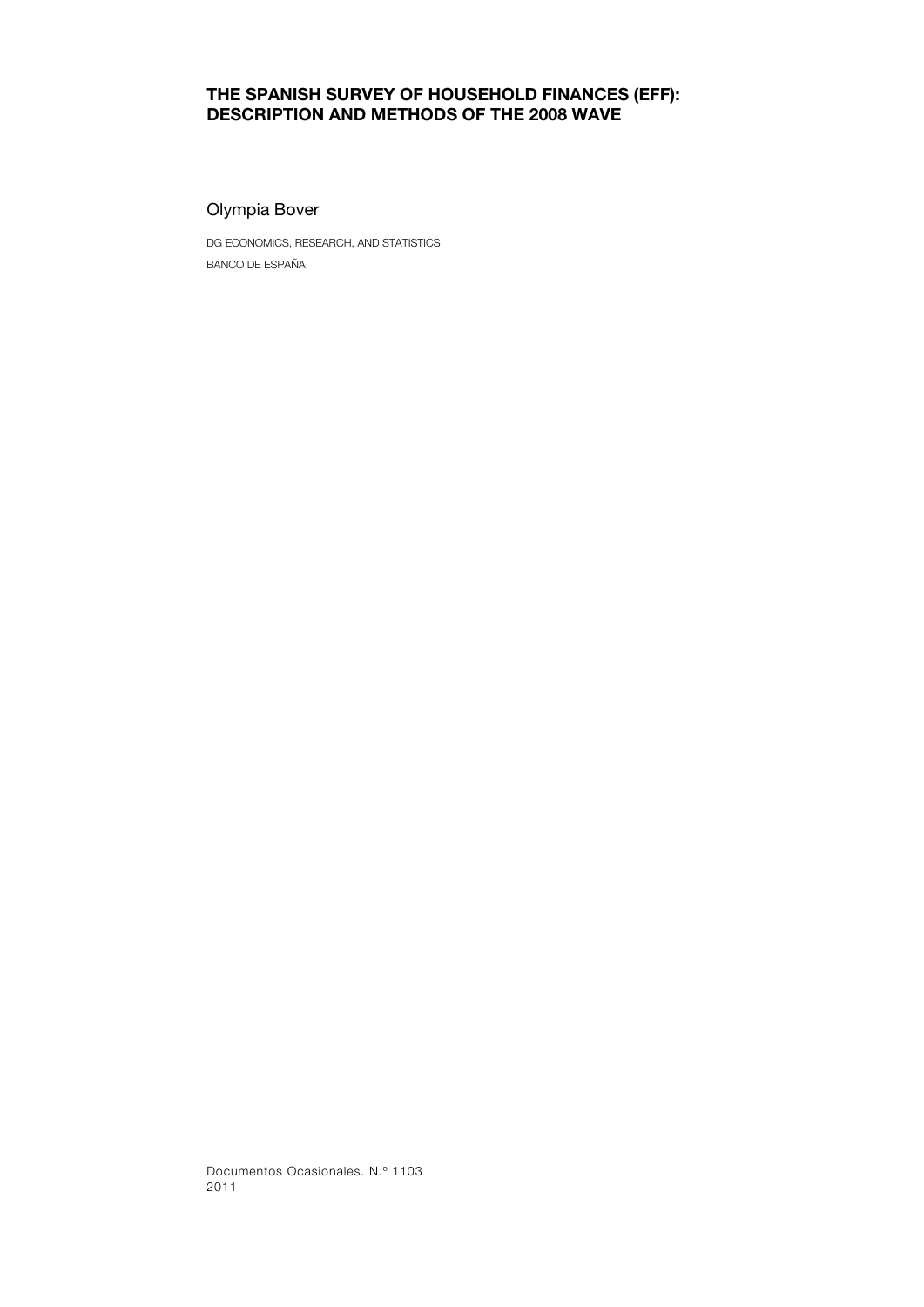# THE SPANISH SURVEY OF HOUSEHOLD FINANCES (EFF): DESCRIPTION AND METHODS OF THE 2008 WAVE

Olympia Bover

DG ECONOMICS, RESEARCH, AND STATISTICS

BANCO DE ESPAÑA

Documentos Ocasionales. N.º 1103

2011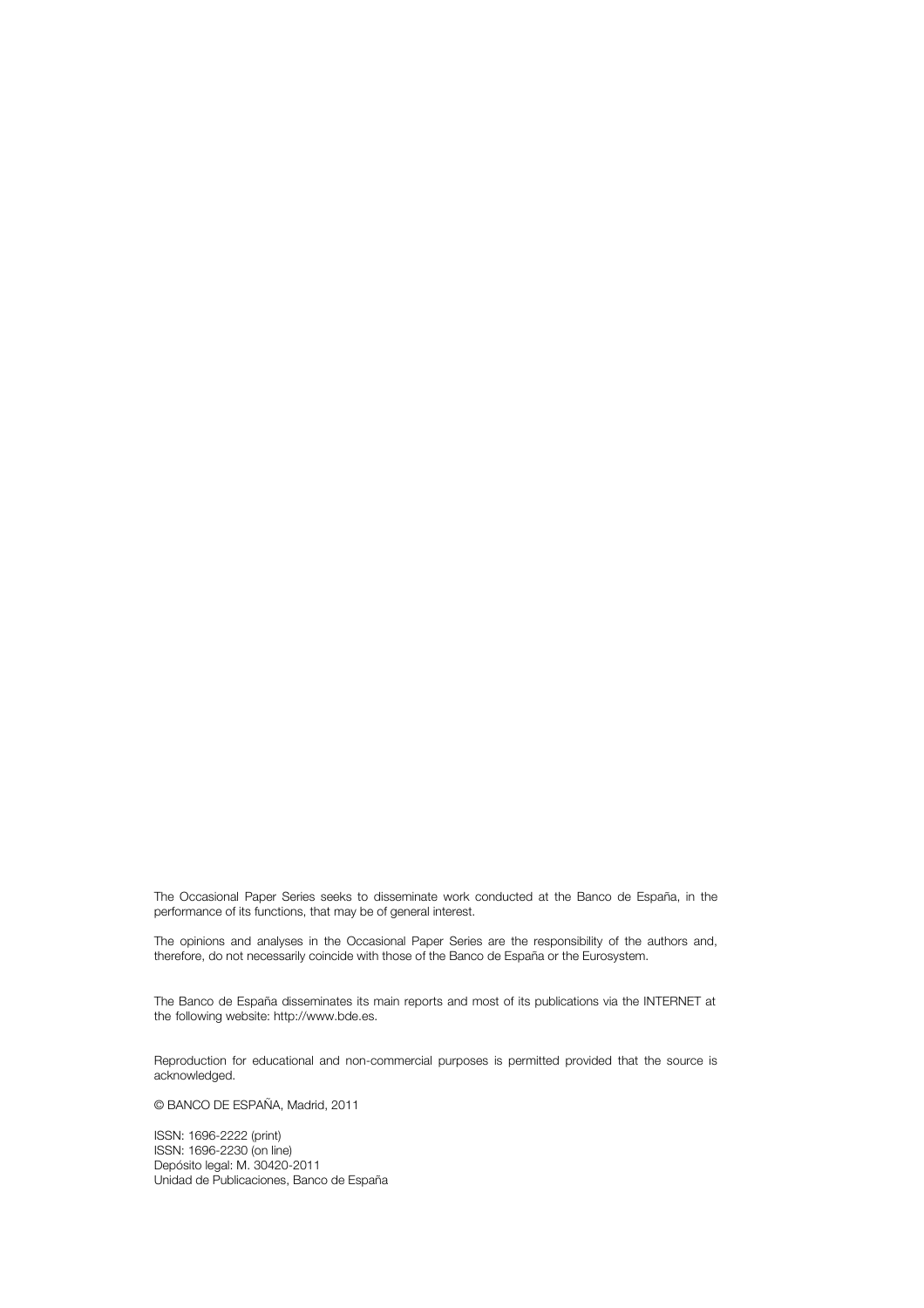The Occasional Paper Series seeks to disseminate work conducted at the Banco de España, in the performance of its functions, that may be of general interest.

The opinions and analyses in the Occasional Paper Series are the responsibility of the authors and, therefore, do not necessarily coincide with those of the Banco de España or the Eurosystem.

The Banco de España disseminates its main reports and most of its publications via the INTERNET at the following website: http://www.bde.es.

Reproduction for educational and non-commercial purposes is permitted provided that the source is acknowledged.

© BANCO DE ESPAÑA, Madrid, 2011

ISSN: 1696-2222 (print)
ISSN: 1696-2230 (on line)
Depósito legal: M. 30420-2011
Unidad de Publicaciones, Banco de España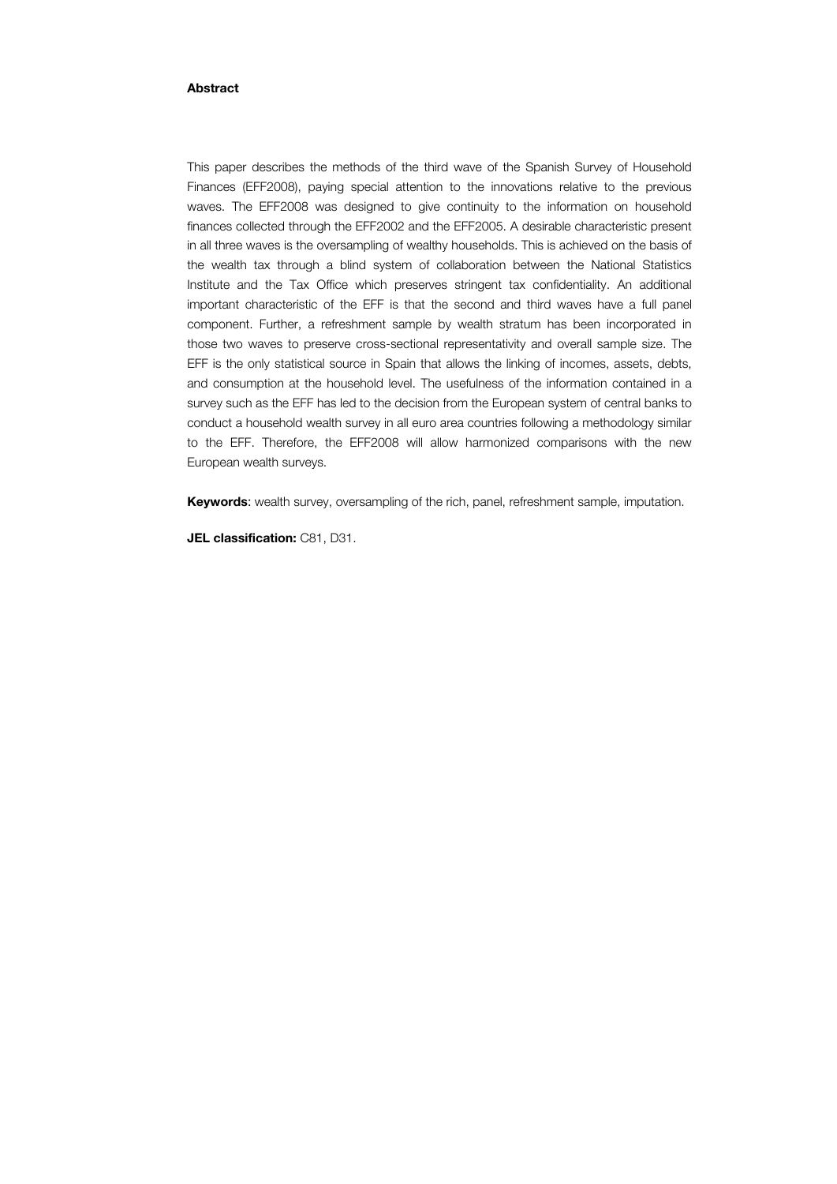**Abstract**

This paper describes the methods of the third wave of the Spanish Survey of Household Finances (EFF2008), paying special attention to the innovations relative to the previous waves. The EFF2008 was designed to give continuity to the information on household finances collected through the EFF2002 and the EFF2005. A desirable characteristic present in all three waves is the oversampling of wealthy households. This is achieved on the basis of the wealth tax through a blind system of collaboration between the National Statistics Institute and the Tax Office which preserves stringent tax confidentiality. An additional important characteristic of the EFF is that the second and third waves have a full panel component. Further, a refreshment sample by wealth stratum has been incorporated in those two waves to preserve cross-sectional representativity and overall sample size. The EFF is the only statistical source in Spain that allows the linking of incomes, assets, debts, and consumption at the household level. The usefulness of the information contained in a survey such as the EFF has led to the decision from the European system of central banks to conduct a household wealth survey in all euro area countries following a methodology similar to the EFF. Therefore, the EFF2008 will allow harmonized comparisons with the new European wealth surveys.

**Keywords**: wealth survey, oversampling of the rich, panel, refreshment sample, imputation.

**JEL classification:** C81, D31.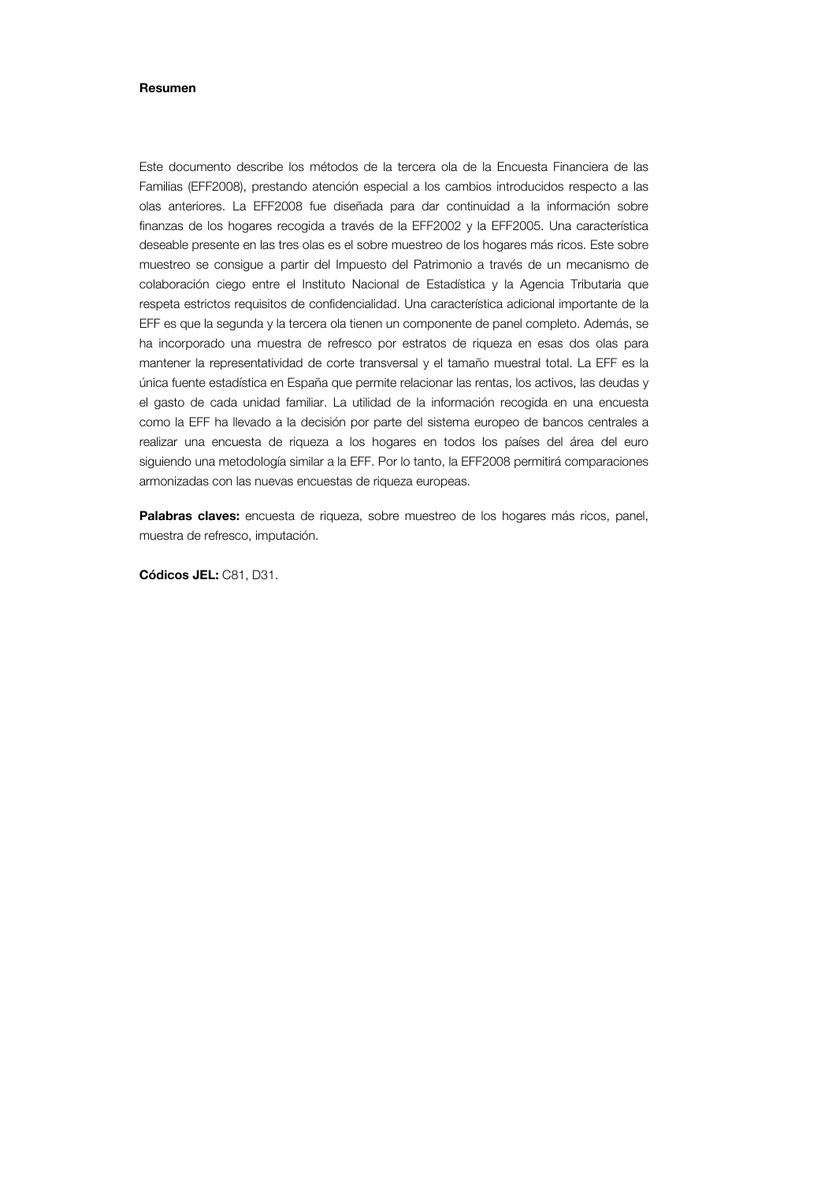**Resumen**

Este documento describe los métodos de la tercera ola de la Encuesta Financiera de las Familias (EFF2008), prestando atención especial a los cambios introducidos respecto a las olas anteriores. La EFF2008 fue diseñada para dar continuidad a la información sobre finanzas de los hogares recogida a través de la EFF2002 y la EFF2005. Una característica deseable presente en las tres olas es el sobre muestreo de los hogares más ricos. Este sobre muestreo se consigue a partir del Impuesto del Patrimonio a través de un mecanismo de colaboración ciego entre el Instituto Nacional de Estadística y la Agencia Tributaria que respeta estrictos requisitos de confidencialidad. Una característica adicional importante de la EFF es que la segunda y la tercera ola tienen un componente de panel completo. Además, se ha incorporado una muestra de refresco por estratos de riqueza en esas dos olas para mantener la representatividad de corte transversal y el tamaño muestral total. La EFF es la única fuente estadística en España que permite relacionar las rentas, los activos, las deudas y el gasto de cada unidad familiar. La utilidad de la información recogida en una encuesta como la EFF ha llevado a la decisión por parte del sistema europeo de bancos centrales a realizar una encuesta de riqueza a los hogares en todos los países del área del euro siguiendo una metodología similar a la EFF. Por lo tanto, la EFF2008 permitirá comparaciones armonizadas con las nuevas encuestas de riqueza europeas.

**Palabras claves:** encuesta de riqueza, sobre muestreo de los hogares más ricos, panel, muestra de refresco, imputación.

**Códicos JEL:** C81, D31.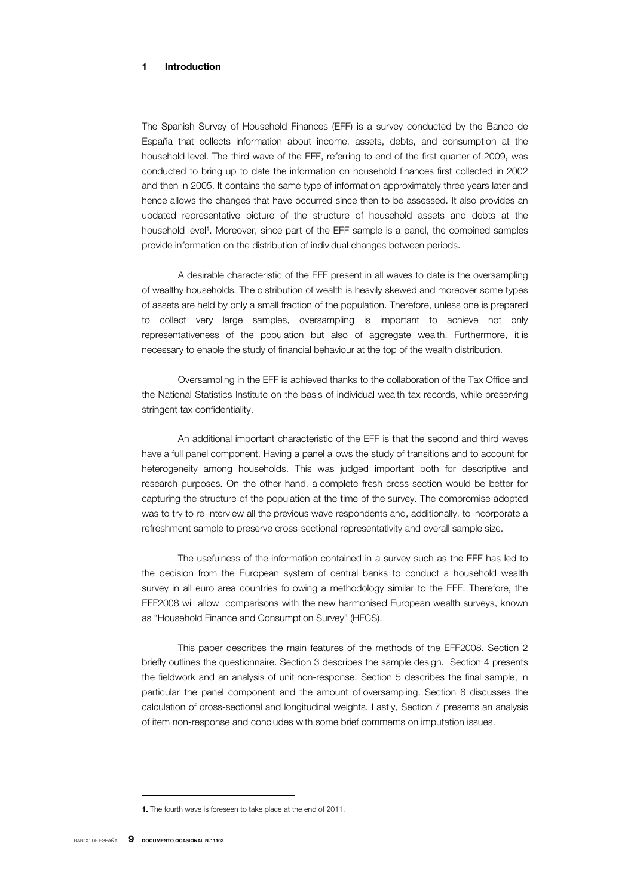# 1 Introduction

The Spanish Survey of Household Finances (EFF) is a survey conducted by the Banco de España that collects information about income, assets, debts, and consumption at the household level. The third wave of the EFF, referring to end of the first quarter of 2009, was conducted to bring up to date the information on household finances first collected in 2002 and then in 2005. It contains the same type of information approximately three years later and hence allows the changes that have occurred since then to be assessed. It also provides an updated representative picture of the structure of household assets and debts at the household level[1]. Moreover, since part of the EFF sample is a panel, the combined samples provide information on the distribution of individual changes between periods.

A desirable characteristic of the EFF present in all waves to date is the oversampling of wealthy households. The distribution of wealth is heavily skewed and moreover some types of assets are held by only a small fraction of the population. Therefore, unless one is prepared to collect very large samples, oversampling is important to achieve not only representativeness of the population but also of aggregate wealth. Furthermore, it is necessary to enable the study of financial behaviour at the top of the wealth distribution.

Oversampling in the EFF is achieved thanks to the collaboration of the Tax Office and the National Statistics Institute on the basis of individual wealth tax records, while preserving stringent tax confidentiality.

An additional important characteristic of the EFF is that the second and third waves have a full panel component. Having a panel allows the study of transitions and to account for heterogeneity among households. This was judged important both for descriptive and research purposes. On the other hand, a complete fresh cross-section would be better for capturing the structure of the population at the time of the survey. The compromise adopted was to try to re-interview all the previous wave respondents and, additionally, to incorporate a refreshment sample to preserve cross-sectional representativity and overall sample size.

The usefulness of the information contained in a survey such as the EFF has led to the decision from the European system of central banks to conduct a household wealth survey in all euro area countries following a methodology similar to the EFF. Therefore, the EFF2008 will allow comparisons with the new harmonised European wealth surveys, known as "Household Finance and Consumption Survey" (HFCS).

This paper describes the main features of the methods of the EFF2008. Section 2 briefly outlines the questionnaire. Section 3 describes the sample design. Section 4 presents the fieldwork and an analysis of unit non-response. Section 5 describes the final sample, in particular the panel component and the amount of oversampling. Section 6 discusses the calculation of cross-sectional and longitudinal weights. Lastly, Section 7 presents an analysis of item non-response and concludes with some brief comments on imputation issues.

---

**1.** The fourth wave is foreseen to take place at the end of 2011.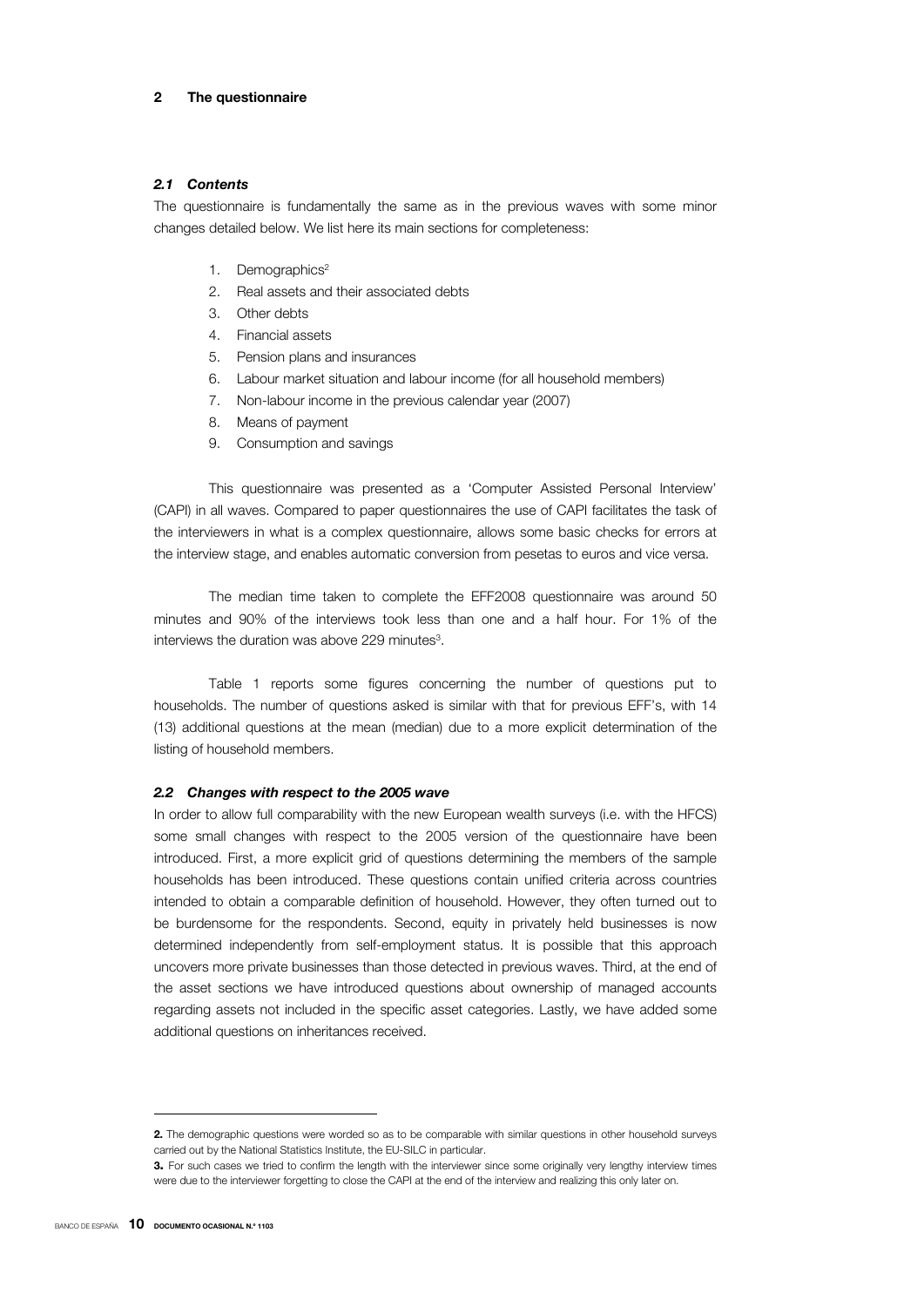## 2 The questionnaire

### *2.1 Contents*

The questionnaire is fundamentally the same as in the previous waves with some minor changes detailed below. We list here its main sections for completeness:

1. Demographics[2]
2. Real assets and their associated debts
3. Other debts
4. Financial assets
5. Pension plans and insurances
6. Labour market situation and labour income (for all household members)
7. Non-labour income in the previous calendar year (2007)
8. Means of payment
9. Consumption and savings

This questionnaire was presented as a 'Computer Assisted Personal Interview' (CAPI) in all waves. Compared to paper questionnaires the use of CAPI facilitates the task of the interviewers in what is a complex questionnaire, allows some basic checks for errors at the interview stage, and enables automatic conversion from pesetas to euros and vice versa.

The median time taken to complete the EFF2008 questionnaire was around 50 minutes and 90% of the interviews took less than one and a half hour. For 1% of the interviews the duration was above 229 minutes[3].

Table 1 reports some figures concerning the number of questions put to households. The number of questions asked is similar with that for previous EFF's, with 14 (13) additional questions at the mean (median) due to a more explicit determination of the listing of household members.

### *2.2 Changes with respect to the 2005 wave*

In order to allow full comparability with the new European wealth surveys (i.e. with the HFCS) some small changes with respect to the 2005 version of the questionnaire have been introduced. First, a more explicit grid of questions determining the members of the sample households has been introduced. These questions contain unified criteria across countries intended to obtain a comparable definition of household. However, they often turned out to be burdensome for the respondents. Second, equity in privately held businesses is now determined independently from self-employment status. It is possible that this approach uncovers more private businesses than those detected in previous waves. Third, at the end of the asset sections we have introduced questions about ownership of managed accounts regarding assets not included in the specific asset categories. Lastly, we have added some additional questions on inheritances received.

---

**2.** The demographic questions were worded so as to be comparable with similar questions in other household surveys carried out by the National Statistics Institute, the EU-SILC in particular.

**3.** For such cases we tried to confirm the length with the interviewer since some originally very lengthy interview times were due to the interviewer forgetting to close the CAPI at the end of the interview and realizing this only later on.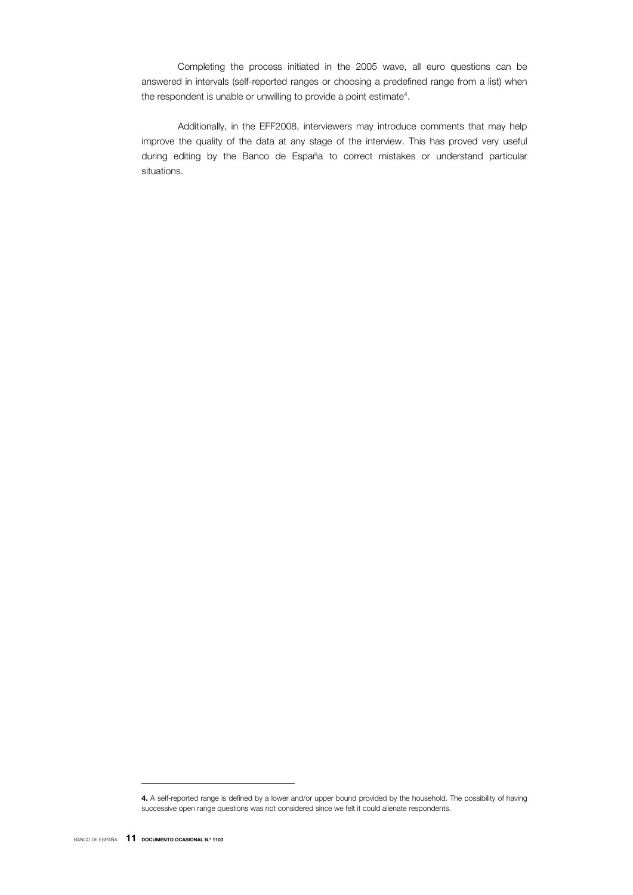Completing the process initiated in the 2005 wave, all euro questions can be answered in intervals (self-reported ranges or choosing a predefined range from a list) when the respondent is unable or unwilling to provide a point estimate[4].

Additionally, in the EFF2008, interviewers may introduce comments that may help improve the quality of the data at any stage of the interview. This has proved very useful during editing by the Banco de España to correct mistakes or understand particular situations.

---

**4.** A self-reported range is defined by a lower and/or upper bound provided by the household. The possibility of having successive open range questions was not considered since we felt it could alienate respondents.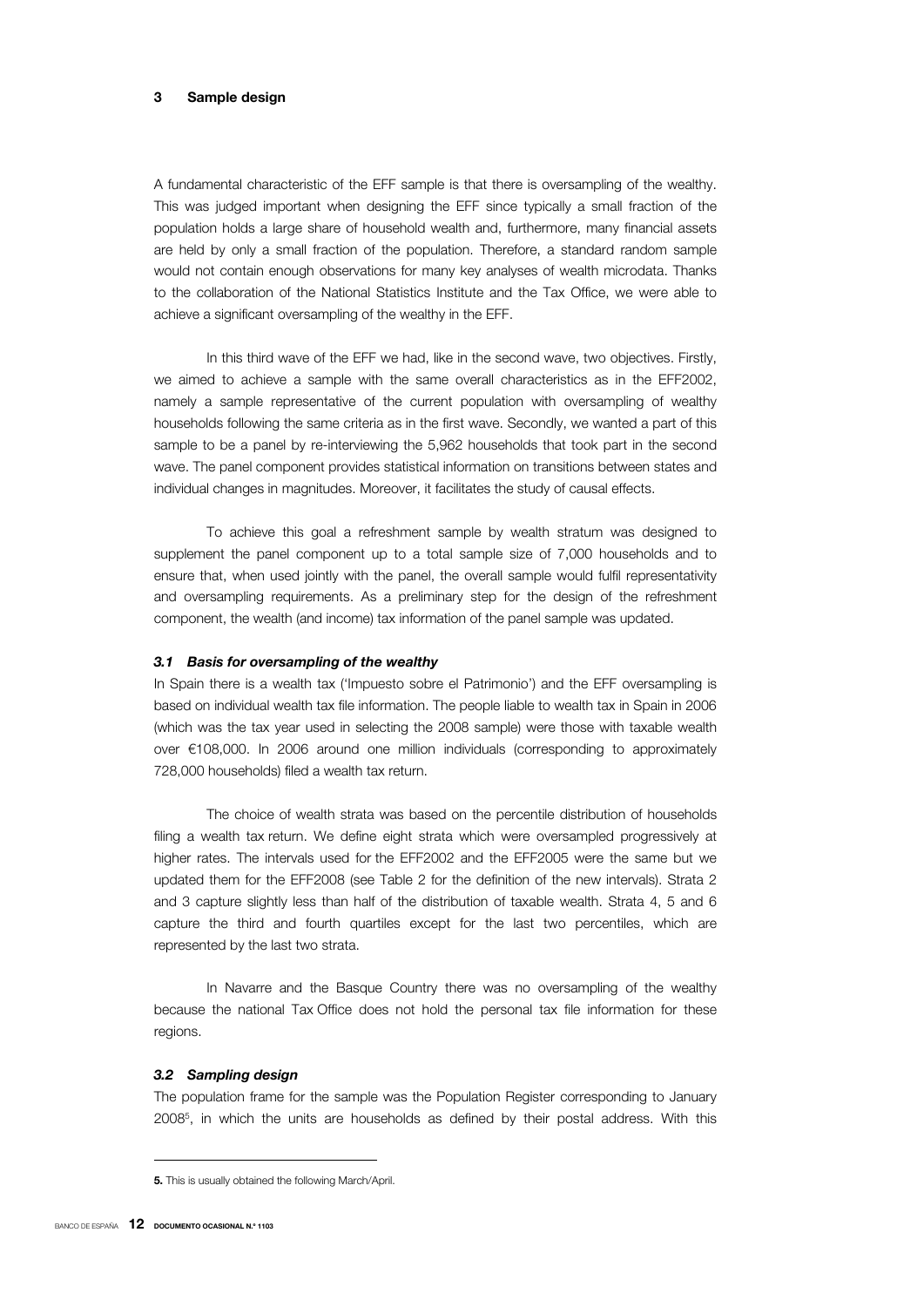## 3 Sample design

A fundamental characteristic of the EFF sample is that there is oversampling of the wealthy. This was judged important when designing the EFF since typically a small fraction of the population holds a large share of household wealth and, furthermore, many financial assets are held by only a small fraction of the population. Therefore, a standard random sample would not contain enough observations for many key analyses of wealth microdata. Thanks to the collaboration of the National Statistics Institute and the Tax Office, we were able to achieve a significant oversampling of the wealthy in the EFF.

In this third wave of the EFF we had, like in the second wave, two objectives. Firstly, we aimed to achieve a sample with the same overall characteristics as in the EFF2002, namely a sample representative of the current population with oversampling of wealthy households following the same criteria as in the first wave. Secondly, we wanted a part of this sample to be a panel by re-interviewing the 5,962 households that took part in the second wave. The panel component provides statistical information on transitions between states and individual changes in magnitudes. Moreover, it facilitates the study of causal effects.

To achieve this goal a refreshment sample by wealth stratum was designed to supplement the panel component up to a total sample size of 7,000 households and to ensure that, when used jointly with the panel, the overall sample would fulfil representativity and oversampling requirements. As a preliminary step for the design of the refreshment component, the wealth (and income) tax information of the panel sample was updated.

### *3.1 Basis for oversampling of the wealthy*

In Spain there is a wealth tax ('Impuesto sobre el Patrimonio') and the EFF oversampling is based on individual wealth tax file information. The people liable to wealth tax in Spain in 2006 (which was the tax year used in selecting the 2008 sample) were those with taxable wealth over €108,000. In 2006 around one million individuals (corresponding to approximately 728,000 households) filed a wealth tax return.

The choice of wealth strata was based on the percentile distribution of households filing a wealth tax return. We define eight strata which were oversampled progressively at higher rates. The intervals used for the EFF2002 and the EFF2005 were the same but we updated them for the EFF2008 (see Table 2 for the definition of the new intervals). Strata 2 and 3 capture slightly less than half of the distribution of taxable wealth. Strata 4, 5 and 6 capture the third and fourth quartiles except for the last two percentiles, which are represented by the last two strata.

In Navarre and the Basque Country there was no oversampling of the wealthy because the national Tax Office does not hold the personal tax file information for these regions.

### *3.2 Sampling design*

The population frame for the sample was the Population Register corresponding to January 2008[5], in which the units are households as defined by their postal address. With this

---

**5.** This is usually obtained the following March/April.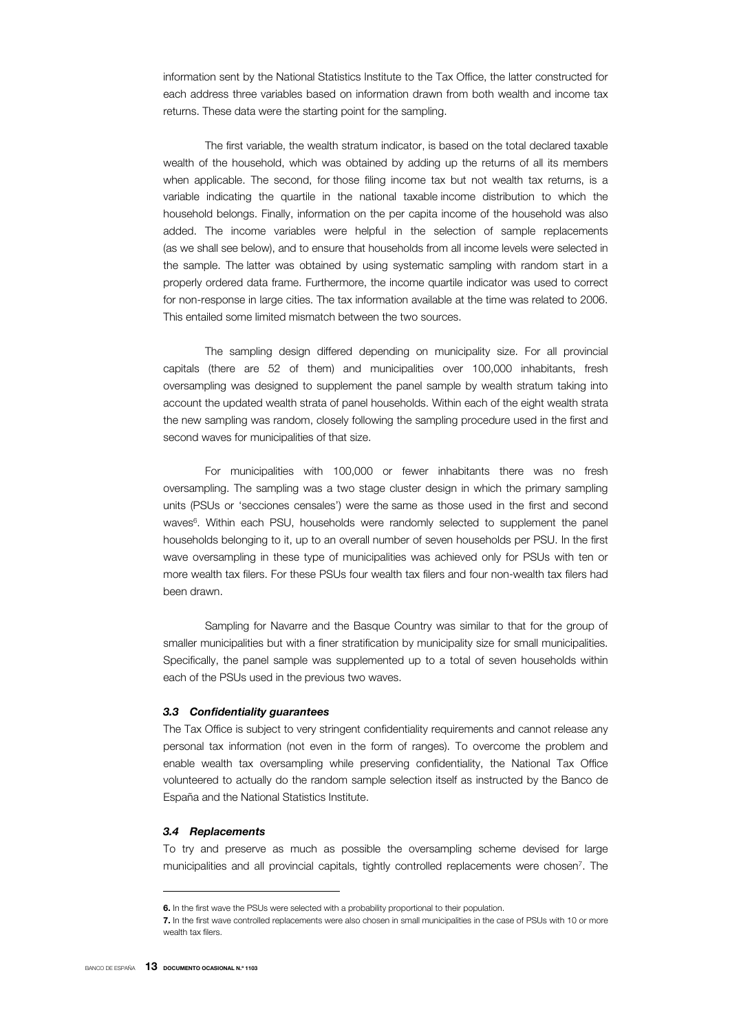information sent by the National Statistics Institute to the Tax Office, the latter constructed for each address three variables based on information drawn from both wealth and income tax returns. These data were the starting point for the sampling.

The first variable, the wealth stratum indicator, is based on the total declared taxable wealth of the household, which was obtained by adding up the returns of all its members when applicable. The second, for those filing income tax but not wealth tax returns, is a variable indicating the quartile in the national taxable income distribution to which the household belongs. Finally, information on the per capita income of the household was also added. The income variables were helpful in the selection of sample replacements (as we shall see below), and to ensure that households from all income levels were selected in the sample. The latter was obtained by using systematic sampling with random start in a properly ordered data frame. Furthermore, the income quartile indicator was used to correct for non-response in large cities. The tax information available at the time was related to 2006. This entailed some limited mismatch between the two sources.

The sampling design differed depending on municipality size. For all provincial capitals (there are 52 of them) and municipalities over 100,000 inhabitants, fresh oversampling was designed to supplement the panel sample by wealth stratum taking into account the updated wealth strata of panel households. Within each of the eight wealth strata the new sampling was random, closely following the sampling procedure used in the first and second waves for municipalities of that size.

For municipalities with 100,000 or fewer inhabitants there was no fresh oversampling. The sampling was a two stage cluster design in which the primary sampling units (PSUs or 'secciones censales') were the same as those used in the first and second waves[6]. Within each PSU, households were randomly selected to supplement the panel households belonging to it, up to an overall number of seven households per PSU. In the first wave oversampling in these type of municipalities was achieved only for PSUs with ten or more wealth tax filers. For these PSUs four wealth tax filers and four non-wealth tax filers had been drawn.

Sampling for Navarre and the Basque Country was similar to that for the group of smaller municipalities but with a finer stratification by municipality size for small municipalities. Specifically, the panel sample was supplemented up to a total of seven households within each of the PSUs used in the previous two waves.

### *3.3 Confidentiality guarantees*

The Tax Office is subject to very stringent confidentiality requirements and cannot release any personal tax information (not even in the form of ranges). To overcome the problem and enable wealth tax oversampling while preserving confidentiality, the National Tax Office volunteered to actually do the random sample selection itself as instructed by the Banco de España and the National Statistics Institute.

### *3.4 Replacements*

To try and preserve as much as possible the oversampling scheme devised for large municipalities and all provincial capitals, tightly controlled replacements were chosen[7]. The

---

**6.** In the first wave the PSUs were selected with a probability proportional to their population.

**7.** In the first wave controlled replacements were also chosen in small municipalities in the case of PSUs with 10 or more wealth tax filers.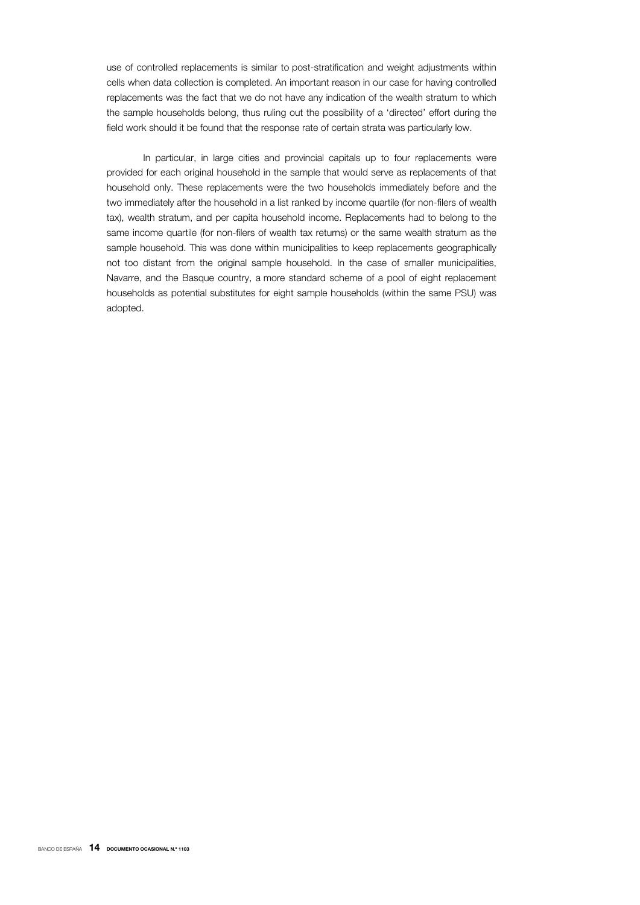use of controlled replacements is similar to post-stratification and weight adjustments within cells when data collection is completed. An important reason in our case for having controlled replacements was the fact that we do not have any indication of the wealth stratum to which the sample households belong, thus ruling out the possibility of a 'directed' effort during the field work should it be found that the response rate of certain strata was particularly low.

In particular, in large cities and provincial capitals up to four replacements were provided for each original household in the sample that would serve as replacements of that household only. These replacements were the two households immediately before and the two immediately after the household in a list ranked by income quartile (for non-filers of wealth tax), wealth stratum, and per capita household income. Replacements had to belong to the same income quartile (for non-filers of wealth tax returns) or the same wealth stratum as the sample household. This was done within municipalities to keep replacements geographically not too distant from the original sample household. In the case of smaller municipalities, Navarre, and the Basque country, a more standard scheme of a pool of eight replacement households as potential substitutes for eight sample households (within the same PSU) was adopted.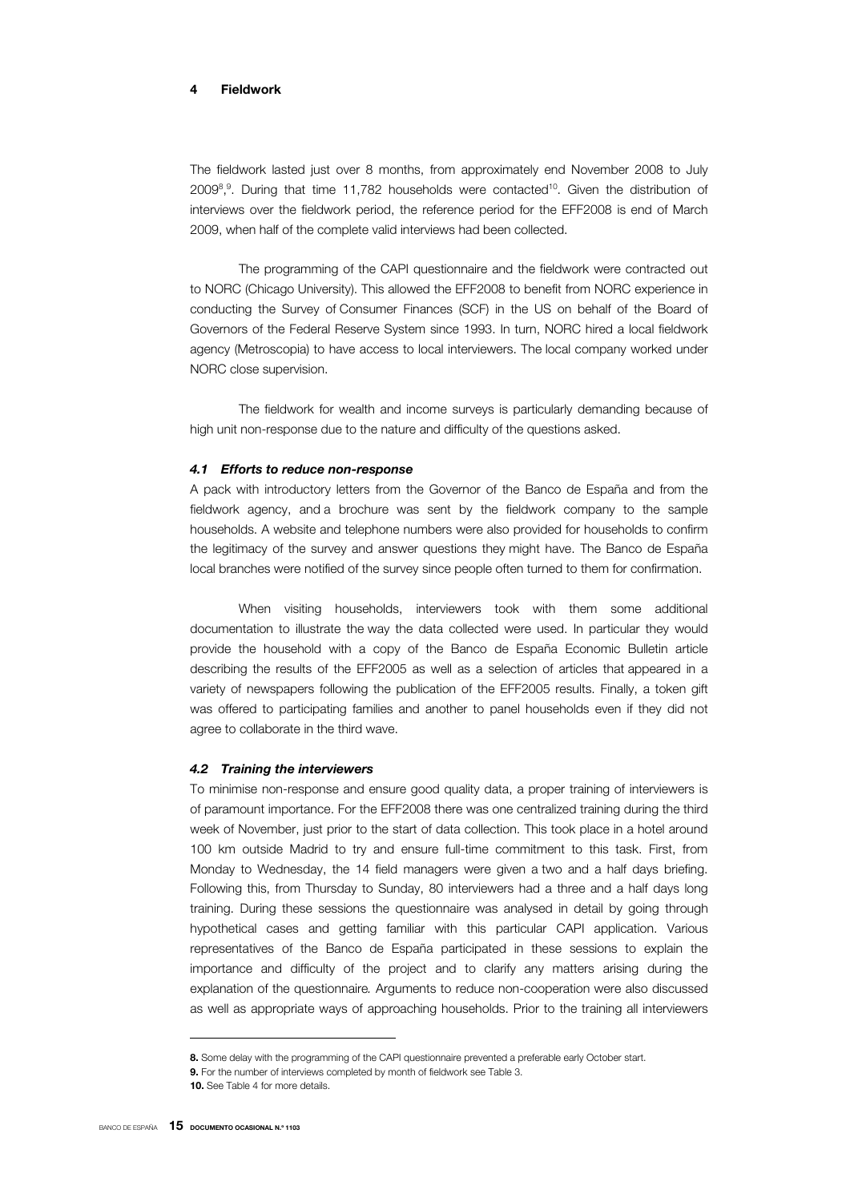# 4 Fieldwork

The fieldwork lasted just over 8 months, from approximately end November 2008 to July 2009[8],[9]. During that time 11,782 households were contacted[10]. Given the distribution of interviews over the fieldwork period, the reference period for the EFF2008 is end of March 2009, when half of the complete valid interviews had been collected.

The programming of the CAPI questionnaire and the fieldwork were contracted out to NORC (Chicago University). This allowed the EFF2008 to benefit from NORC experience in conducting the Survey of Consumer Finances (SCF) in the US on behalf of the Board of Governors of the Federal Reserve System since 1993. In turn, NORC hired a local fieldwork agency (Metroscopia) to have access to local interviewers. The local company worked under NORC close supervision.

The fieldwork for wealth and income surveys is particularly demanding because of high unit non-response due to the nature and difficulty of the questions asked.

### *4.1 Efforts to reduce non-response*

A pack with introductory letters from the Governor of the Banco de España and from the fieldwork agency, and a brochure was sent by the fieldwork company to the sample households. A website and telephone numbers were also provided for households to confirm the legitimacy of the survey and answer questions they might have. The Banco de España local branches were notified of the survey since people often turned to them for confirmation.

When visiting households, interviewers took with them some additional documentation to illustrate the way the data collected were used. In particular they would provide the household with a copy of the Banco de España Economic Bulletin article describing the results of the EFF2005 as well as a selection of articles that appeared in a variety of newspapers following the publication of the EFF2005 results. Finally, a token gift was offered to participating families and another to panel households even if they did not agree to collaborate in the third wave.

### *4.2 Training the interviewers*

To minimise non-response and ensure good quality data, a proper training of interviewers is of paramount importance. For the EFF2008 there was one centralized training during the third week of November, just prior to the start of data collection. This took place in a hotel around 100 km outside Madrid to try and ensure full-time commitment to this task. First, from Monday to Wednesday, the 14 field managers were given a two and a half days briefing. Following this, from Thursday to Sunday, 80 interviewers had a three and a half days long training. During these sessions the questionnaire was analysed in detail by going through hypothetical cases and getting familiar with this particular CAPI application. Various representatives of the Banco de España participated in these sessions to explain the importance and difficulty of the project and to clarify any matters arising during the explanation of the questionnaire. Arguments to reduce non-cooperation were also discussed as well as appropriate ways of approaching households. Prior to the training all interviewers

---

**8.** Some delay with the programming of the CAPI questionnaire prevented a preferable early October start.

**9.** For the number of interviews completed by month of fieldwork see Table 3.

**10.** See Table 4 for more details.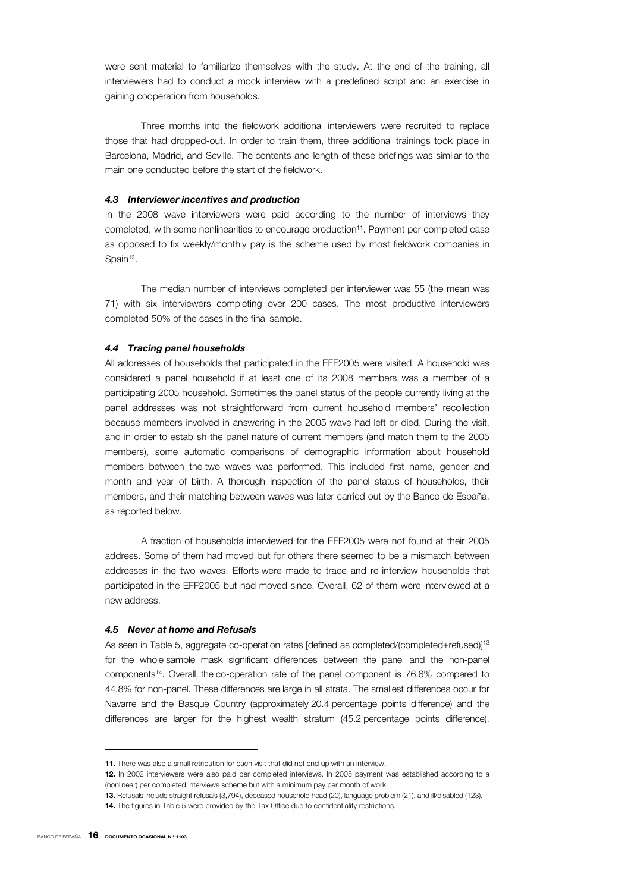were sent material to familiarize themselves with the study. At the end of the training, all interviewers had to conduct a mock interview with a predefined script and an exercise in gaining cooperation from households.

Three months into the fieldwork additional interviewers were recruited to replace those that had dropped-out. In order to train them, three additional trainings took place in Barcelona, Madrid, and Seville. The contents and length of these briefings was similar to the main one conducted before the start of the fieldwork.

#### *4.3 Interviewer incentives and production*

In the 2008 wave interviewers were paid according to the number of interviews they completed, with some nonlinearities to encourage production[11]. Payment per completed case as opposed to fix weekly/monthly pay is the scheme used by most fieldwork companies in Spain[12].

The median number of interviews completed per interviewer was 55 (the mean was 71) with six interviewers completing over 200 cases. The most productive interviewers completed 50% of the cases in the final sample.

#### *4.4 Tracing panel households*

All addresses of households that participated in the EFF2005 were visited. A household was considered a panel household if at least one of its 2008 members was a member of a participating 2005 household. Sometimes the panel status of the people currently living at the panel addresses was not straightforward from current household members' recollection because members involved in answering in the 2005 wave had left or died. During the visit, and in order to establish the panel nature of current members (and match them to the 2005 members), some automatic comparisons of demographic information about household members between the two waves was performed. This included first name, gender and month and year of birth. A thorough inspection of the panel status of households, their members, and their matching between waves was later carried out by the Banco de España, as reported below.

A fraction of households interviewed for the EFF2005 were not found at their 2005 address. Some of them had moved but for others there seemed to be a mismatch between addresses in the two waves. Efforts were made to trace and re-interview households that participated in the EFF2005 but had moved since. Overall, 62 of them were interviewed at a new address.

#### *4.5 Never at home and Refusals*

As seen in Table 5, aggregate co-operation rates [defined as completed/(completed+refused)][13] for the whole sample mask significant differences between the panel and the non-panel components[14]. Overall, the co-operation rate of the panel component is 76.6% compared to 44.8% for non-panel. These differences are large in all strata. The smallest differences occur for Navarre and the Basque Country (approximately 20.4 percentage points difference) and the differences are larger for the highest wealth stratum (45.2 percentage points difference).

---

**11.** There was also a small retribution for each visit that did not end up with an interview.

**12.** In 2002 interviewers were also paid per completed interviews. In 2005 payment was established according to a (nonlinear) per completed interviews scheme but with a minimum pay per month of work.

**13.** Refusals include straight refusals (3,794), deceased household head (20), language problem (21), and ill/disabled (123).

**14.** The figures in Table 5 were provided by the Tax Office due to confidentiality restrictions.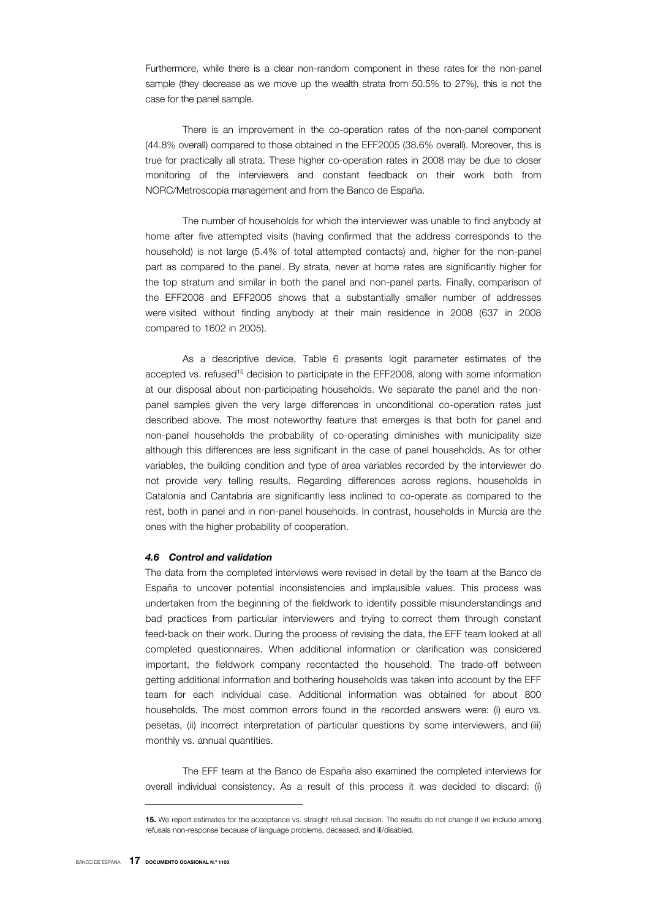Furthermore, while there is a clear non-random component in these rates for the non-panel sample (they decrease as we move up the wealth strata from 50.5% to 27%), this is not the case for the panel sample.

There is an improvement in the co-operation rates of the non-panel component (44.8% overall) compared to those obtained in the EFF2005 (38.6% overall). Moreover, this is true for practically all strata. These higher co-operation rates in 2008 may be due to closer monitoring of the interviewers and constant feedback on their work both from NORC/Metroscopia management and from the Banco de España.

The number of households for which the interviewer was unable to find anybody at home after five attempted visits (having confirmed that the address corresponds to the household) is not large (5.4% of total attempted contacts) and, higher for the non-panel part as compared to the panel. By strata, never at home rates are significantly higher for the top stratum and similar in both the panel and non-panel parts. Finally, comparison of the EFF2008 and EFF2005 shows that a substantially smaller number of addresses were visited without finding anybody at their main residence in 2008 (637 in 2008 compared to 1602 in 2005).

As a descriptive device, Table 6 presents logit parameter estimates of the accepted vs. refused[15] decision to participate in the EFF2008, along with some information at our disposal about non-participating households. We separate the panel and the non-panel samples given the very large differences in unconditional co-operation rates just described above. The most noteworthy feature that emerges is that both for panel and non-panel households the probability of co-operating diminishes with municipality size although this differences are less significant in the case of panel households. As for other variables, the building condition and type of area variables recorded by the interviewer do not provide very telling results. Regarding differences across regions, households in Catalonia and Cantabria are significantly less inclined to co-operate as compared to the rest, both in panel and in non-panel households. In contrast, households in Murcia are the ones with the higher probability of cooperation.

### *4.6 Control and validation*

The data from the completed interviews were revised in detail by the team at the Banco de España to uncover potential inconsistencies and implausible values. This process was undertaken from the beginning of the fieldwork to identify possible misunderstandings and bad practices from particular interviewers and trying to correct them through constant feed-back on their work. During the process of revising the data, the EFF team looked at all completed questionnaires. When additional information or clarification was considered important, the fieldwork company recontacted the household. The trade-off between getting additional information and bothering households was taken into account by the EFF team for each individual case. Additional information was obtained for about 800 households. The most common errors found in the recorded answers were: (i) euro vs. pesetas, (ii) incorrect interpretation of particular questions by some interviewers, and (iii) monthly vs. annual quantities.

The EFF team at the Banco de España also examined the completed interviews for overall individual consistency. As a result of this process it was decided to discard: (i)

**15.** We report estimates for the acceptance vs. straight refusal decision. The results do not change if we include among refusals non-response because of language problems, deceased, and ill/disabled.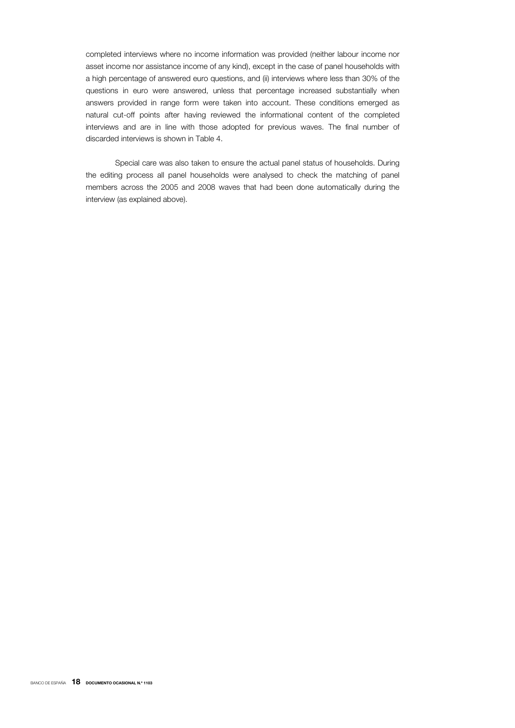completed interviews where no income information was provided (neither labour income nor asset income nor assistance income of any kind), except in the case of panel households with a high percentage of answered euro questions, and (ii) interviews where less than 30% of the questions in euro were answered, unless that percentage increased substantially when answers provided in range form were taken into account. These conditions emerged as natural cut-off points after having reviewed the informational content of the completed interviews and are in line with those adopted for previous waves. The final number of discarded interviews is shown in Table 4.

Special care was also taken to ensure the actual panel status of households. During the editing process all panel households were analysed to check the matching of panel members across the 2005 and 2008 waves that had been done automatically during the interview (as explained above).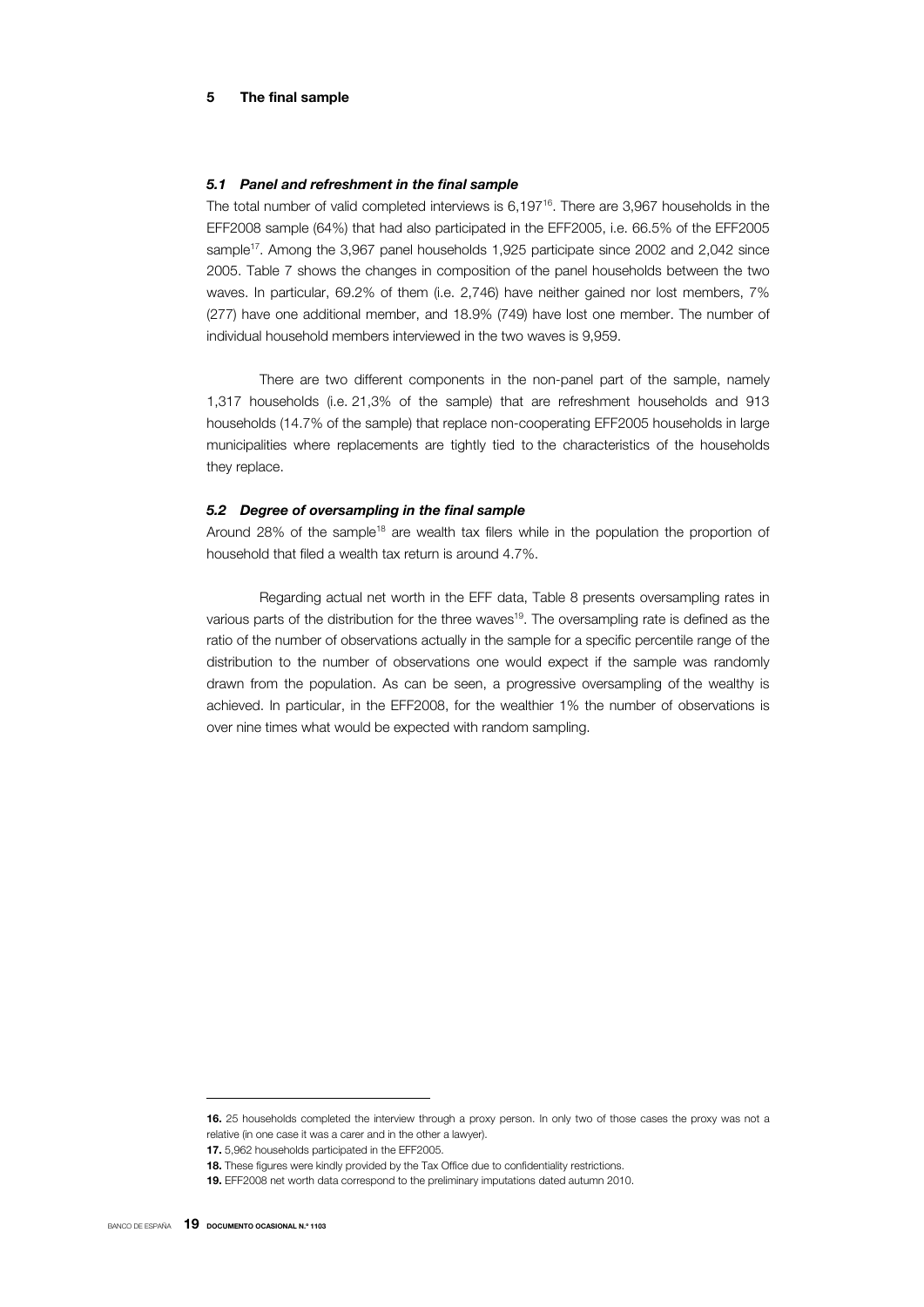## 5 The final sample

### *5.1 Panel and refreshment in the final sample*

The total number of valid completed interviews is 6,197[16]. There are 3,967 households in the EFF2008 sample (64%) that had also participated in the EFF2005, i.e. 66.5% of the EFF2005 sample[17]. Among the 3,967 panel households 1,925 participate since 2002 and 2,042 since 2005. Table 7 shows the changes in composition of the panel households between the two waves. In particular, 69.2% of them (i.e. 2,746) have neither gained nor lost members, 7% (277) have one additional member, and 18.9% (749) have lost one member. The number of individual household members interviewed in the two waves is 9,959.

There are two different components in the non-panel part of the sample, namely 1,317 households (i.e. 21,3% of the sample) that are refreshment households and 913 households (14.7% of the sample) that replace non-cooperating EFF2005 households in large municipalities where replacements are tightly tied to the characteristics of the households they replace.

### *5.2 Degree of oversampling in the final sample*

Around 28% of the sample[18] are wealth tax filers while in the population the proportion of household that filed a wealth tax return is around 4.7%.

Regarding actual net worth in the EFF data, Table 8 presents oversampling rates in various parts of the distribution for the three waves[19]. The oversampling rate is defined as the ratio of the number of observations actually in the sample for a specific percentile range of the distribution to the number of observations one would expect if the sample was randomly drawn from the population. As can be seen, a progressive oversampling of the wealthy is achieved. In particular, in the EFF2008, for the wealthier 1% the number of observations is over nine times what would be expected with random sampling.

---

**16.** 25 households completed the interview through a proxy person. In only two of those cases the proxy was not a relative (in one case it was a carer and in the other a lawyer).

**17.** 5,962 households participated in the EFF2005.

**18.** These figures were kindly provided by the Tax Office due to confidentiality restrictions.

**19.** EFF2008 net worth data correspond to the preliminary imputations dated autumn 2010.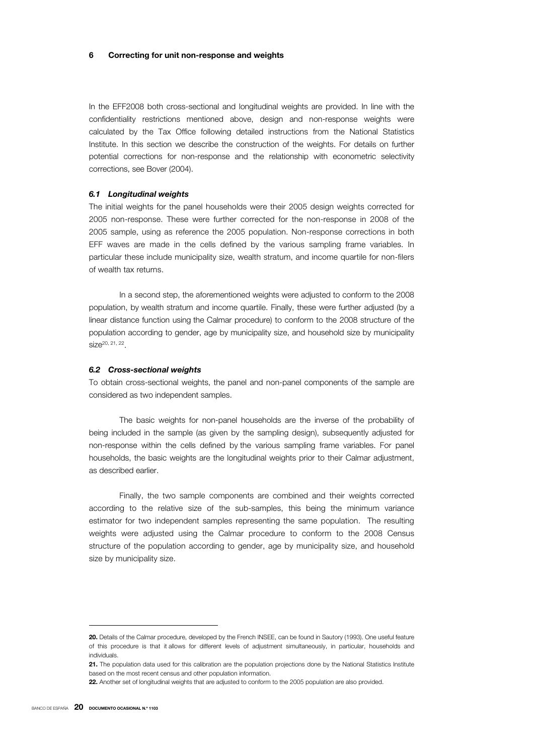## 6 Correcting for unit non-response and weights

In the EFF2008 both cross-sectional and longitudinal weights are provided. In line with the confidentiality restrictions mentioned above, design and non-response weights were calculated by the Tax Office following detailed instructions from the National Statistics Institute. In this section we describe the construction of the weights. For details on further potential corrections for non-response and the relationship with econometric selectivity corrections, see Bover (2004).

### *6.1 Longitudinal weights*

The initial weights for the panel households were their 2005 design weights corrected for 2005 non-response. These were further corrected for the non-response in 2008 of the 2005 sample, using as reference the 2005 population. Non-response corrections in both EFF waves are made in the cells defined by the various sampling frame variables. In particular these include municipality size, wealth stratum, and income quartile for non-filers of wealth tax returns.

In a second step, the aforementioned weights were adjusted to conform to the 2008 population, by wealth stratum and income quartile. Finally, these were further adjusted (by a linear distance function using the Calmar procedure) to conform to the 2008 structure of the population according to gender, age by municipality size, and household size by municipality size[20, 21, 22].

### *6.2 Cross-sectional weights*

To obtain cross-sectional weights, the panel and non-panel components of the sample are considered as two independent samples.

The basic weights for non-panel households are the inverse of the probability of being included in the sample (as given by the sampling design), subsequently adjusted for non-response within the cells defined by the various sampling frame variables. For panel households, the basic weights are the longitudinal weights prior to their Calmar adjustment, as described earlier.

Finally, the two sample components are combined and their weights corrected according to the relative size of the sub-samples, this being the minimum variance estimator for two independent samples representing the same population. The resulting weights were adjusted using the Calmar procedure to conform to the 2008 Census structure of the population according to gender, age by municipality size, and household size by municipality size.

---

**20.** Details of the Calmar procedure, developed by the French INSEE, can be found in Sautory (1993). One useful feature of this procedure is that it allows for different levels of adjustment simultaneously, in particular, households and individuals.

**21.** The population data used for this calibration are the population projections done by the National Statistics Institute based on the most recent census and other population information.

**22.** Another set of longitudinal weights that are adjusted to conform to the 2005 population are also provided.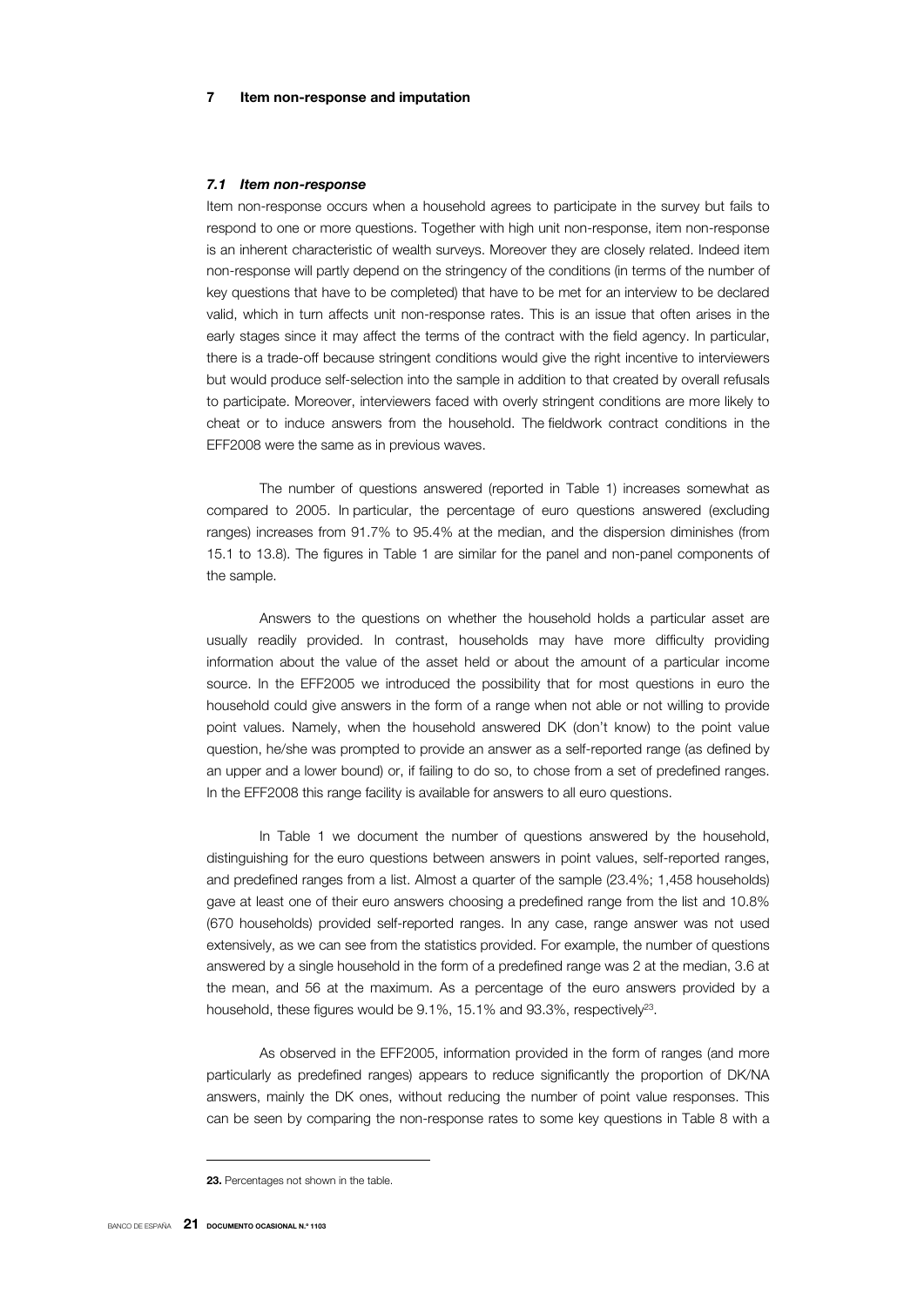## 7 Item non-response and imputation

### *7.1 Item non-response*

Item non-response occurs when a household agrees to participate in the survey but fails to respond to one or more questions. Together with high unit non-response, item non-response is an inherent characteristic of wealth surveys. Moreover they are closely related. Indeed item non-response will partly depend on the stringency of the conditions (in terms of the number of key questions that have to be completed) that have to be met for an interview to be declared valid, which in turn affects unit non-response rates. This is an issue that often arises in the early stages since it may affect the terms of the contract with the field agency. In particular, there is a trade-off because stringent conditions would give the right incentive to interviewers but would produce self-selection into the sample in addition to that created by overall refusals to participate. Moreover, interviewers faced with overly stringent conditions are more likely to cheat or to induce answers from the household. The fieldwork contract conditions in the EFF2008 were the same as in previous waves.

The number of questions answered (reported in Table 1) increases somewhat as compared to 2005. In particular, the percentage of euro questions answered (excluding ranges) increases from 91.7% to 95.4% at the median, and the dispersion diminishes (from 15.1 to 13.8). The figures in Table 1 are similar for the panel and non-panel components of the sample.

Answers to the questions on whether the household holds a particular asset are usually readily provided. In contrast, households may have more difficulty providing information about the value of the asset held or about the amount of a particular income source. In the EFF2005 we introduced the possibility that for most questions in euro the household could give answers in the form of a range when not able or not willing to provide point values. Namely, when the household answered DK (don't know) to the point value question, he/she was prompted to provide an answer as a self-reported range (as defined by an upper and a lower bound) or, if failing to do so, to chose from a set of predefined ranges. In the EFF2008 this range facility is available for answers to all euro questions.

In Table 1 we document the number of questions answered by the household, distinguishing for the euro questions between answers in point values, self-reported ranges, and predefined ranges from a list. Almost a quarter of the sample (23.4%; 1,458 households) gave at least one of their euro answers choosing a predefined range from the list and 10.8% (670 households) provided self-reported ranges. In any case, range answer was not used extensively, as we can see from the statistics provided. For example, the number of questions answered by a single household in the form of a predefined range was 2 at the median, 3.6 at the mean, and 56 at the maximum. As a percentage of the euro answers provided by a household, these figures would be 9.1%, 15.1% and 93.3%, respectively[23].

As observed in the EFF2005, information provided in the form of ranges (and more particularly as predefined ranges) appears to reduce significantly the proportion of DK/NA answers, mainly the DK ones, without reducing the number of point value responses. This can be seen by comparing the non-response rates to some key questions in Table 8 with a

---

**23.** Percentages not shown in the table.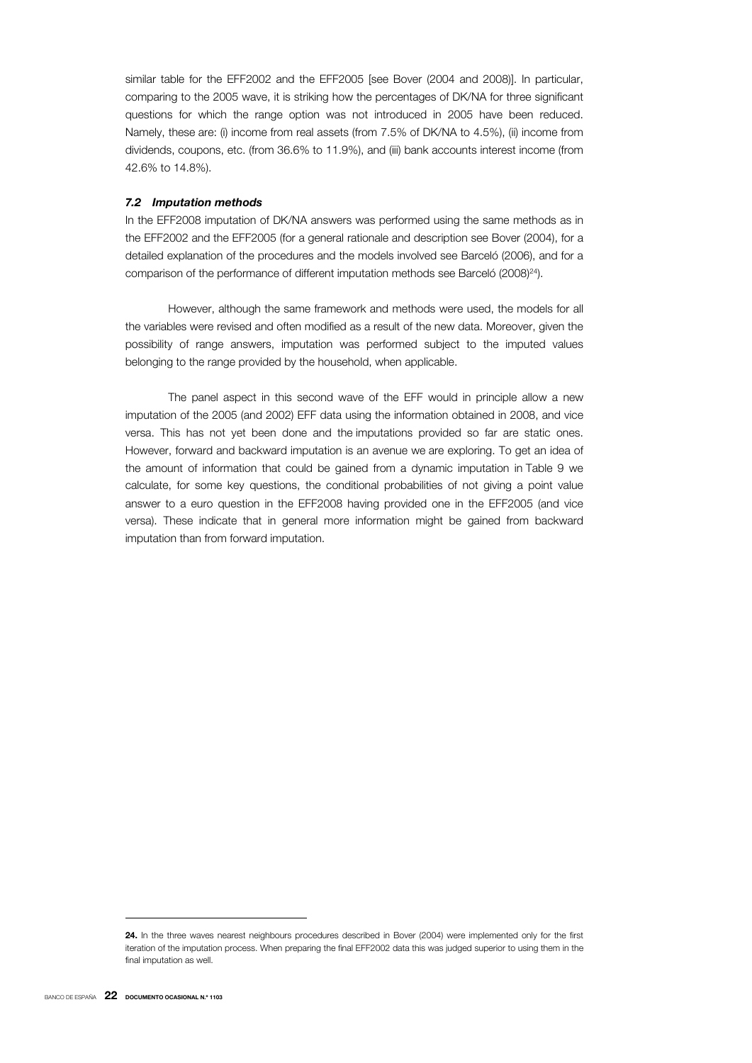similar table for the EFF2002 and the EFF2005 [see Bover (2004 and 2008)]. In particular, comparing to the 2005 wave, it is striking how the percentages of DK/NA for three significant questions for which the range option was not introduced in 2005 have been reduced. Namely, these are: (i) income from real assets (from 7.5% of DK/NA to 4.5%), (ii) income from dividends, coupons, etc. (from 36.6% to 11.9%), and (iii) bank accounts interest income (from 42.6% to 14.8%).

### *7.2 Imputation methods*

In the EFF2008 imputation of DK/NA answers was performed using the same methods as in the EFF2002 and the EFF2005 (for a general rationale and description see Bover (2004), for a detailed explanation of the procedures and the models involved see Barceló (2006), and for a comparison of the performance of different imputation methods see Barceló (2008)[24]).

However, although the same framework and methods were used, the models for all the variables were revised and often modified as a result of the new data. Moreover, given the possibility of range answers, imputation was performed subject to the imputed values belonging to the range provided by the household, when applicable.

The panel aspect in this second wave of the EFF would in principle allow a new imputation of the 2005 (and 2002) EFF data using the information obtained in 2008, and vice versa. This has not yet been done and the imputations provided so far are static ones. However, forward and backward imputation is an avenue we are exploring. To get an idea of the amount of information that could be gained from a dynamic imputation in Table 9 we calculate, for some key questions, the conditional probabilities of not giving a point value answer to a euro question in the EFF2008 having provided one in the EFF2005 (and vice versa). These indicate that in general more information might be gained from backward imputation than from forward imputation.

---

**24.** In the three waves nearest neighbours procedures described in Bover (2004) were implemented only for the first iteration of the imputation process. When preparing the final EFF2002 data this was judged superior to using them in the final imputation as well.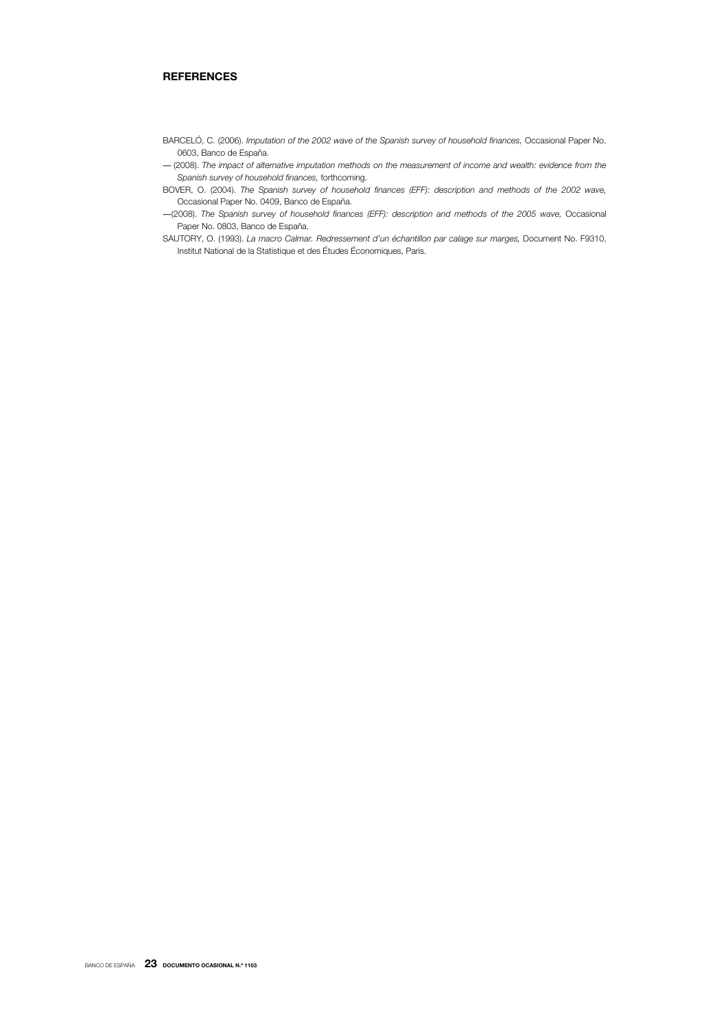## REFERENCES

BARCELÓ, C. (2006). *Imputation of the 2002 wave of the Spanish survey of household finances,* Occasional Paper No. 0603, Banco de España.

— (2008). *The impact of alternative imputation methods on the measurement of income and wealth: evidence from the Spanish survey of household finances,* forthcoming.

BOVER, O. (2004). *The Spanish survey of household finances (EFF): description and methods of the 2002 wave,* Occasional Paper No. 0409, Banco de España.

—(2008). *The Spanish survey of household finances (EFF): description and methods of the 2005 wave,* Occasional Paper No. 0803, Banco de España.

SAUTORY, O. (1993). *La macro Calmar. Redressement d'un échantillon par calage sur marges,* Document No. F9310, Institut National de la Statistique et des Études Économiques, Paris.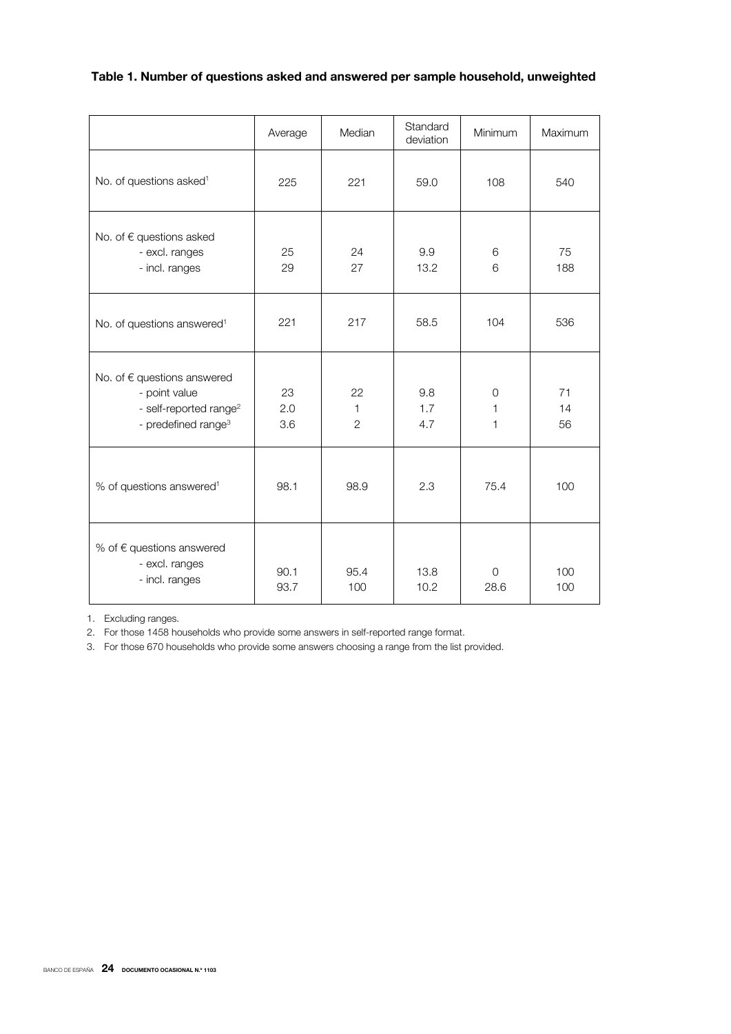**Table 1. Number of questions asked and answered per sample household, unweighted**

| | Average | Median | Standard deviation | Minimum | Maximum |
|---|---|---|---|---|---|
| No. of questions asked[1] | 225 | 221 | 59.0 | 108 | 540 |
| No. of € questions asked | | | | | |
| - excl. ranges | 25 | 24 | 9.9 | 6 | 75 |
| - incl. ranges | 29 | 27 | 13.2 | 6 | 188 |
| No. of questions answered[1] | 221 | 217 | 58.5 | 104 | 536 |
| No. of € questions answered | | | | | |
| - point value | 23 | 22 | 9.8 | 0 | 71 |
| - self-reported range[2] | 2.0 | 1 | 1.7 | 1 | 14 |
| - predefined range[3] | 3.6 | 2 | 4.7 | 1 | 56 |
| % of questions answered[1] | 98.1 | 98.9 | 2.3 | 75.4 | 100 |
| % of € questions answered | | | | | |
| - excl. ranges | 90.1 | 95.4 | 13.8 | 0 | 100 |
| - incl. ranges | 93.7 | 100 | 10.2 | 28.6 | 100 |

1. Excluding ranges.
2. For those 1458 households who provide some answers in self-reported range format.
3. For those 670 households who provide some answers choosing a range from the list provided.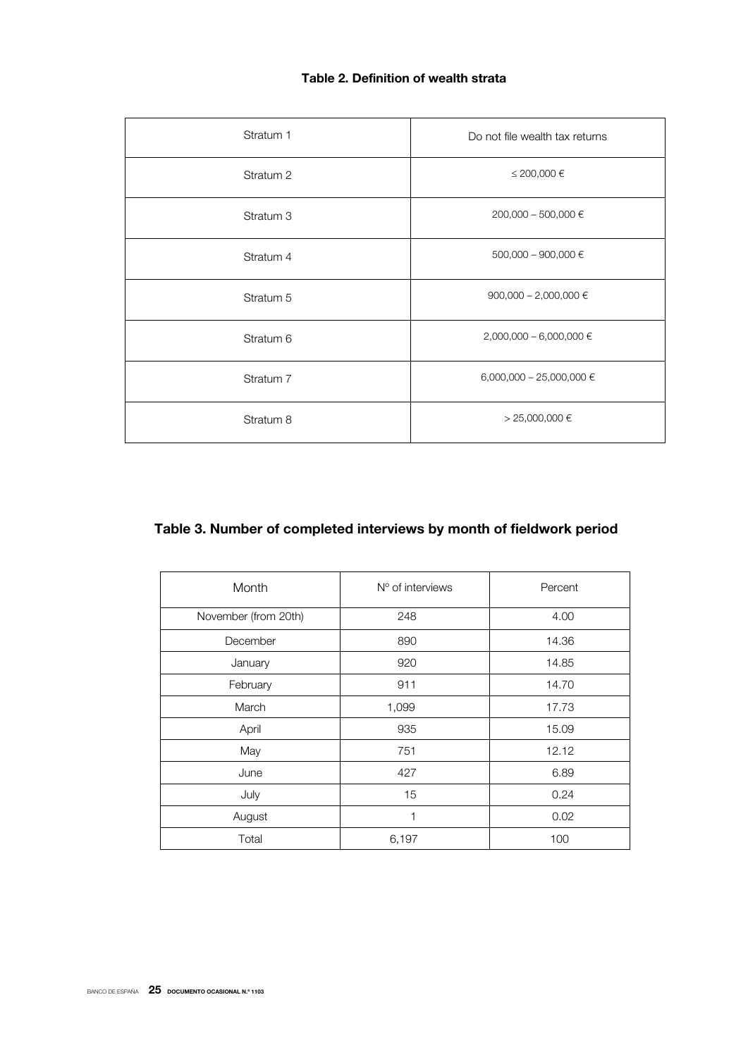**Table 2. Definition of wealth strata**

| | |
|---|---|
| Stratum 1 | Do not file wealth tax returns |
| Stratum 2 | ≤ 200,000 € |
| Stratum 3 | 200,000 – 500,000 € |
| Stratum 4 | 500,000 – 900,000 € |
| Stratum 5 | 900,000 – 2,000,000 € |
| Stratum 6 | 2,000,000 – 6,000,000 € |
| Stratum 7 | 6,000,000 – 25,000,000 € |
| Stratum 8 | > 25,000,000 € |

**Table 3. Number of completed interviews by month of fieldwork period**

| Month | Nº of interviews | Percent |
|---|---|---|
| November (from 20th) | 248 | 4.00 |
| December | 890 | 14.36 |
| January | 920 | 14.85 |
| February | 911 | 14.70 |
| March | 1,099 | 17.73 |
| April | 935 | 15.09 |
| May | 751 | 12.12 |
| June | 427 | 6.89 |
| July | 15 | 0.24 |
| August | 1 | 0.02 |
| Total | 6,197 | 100 |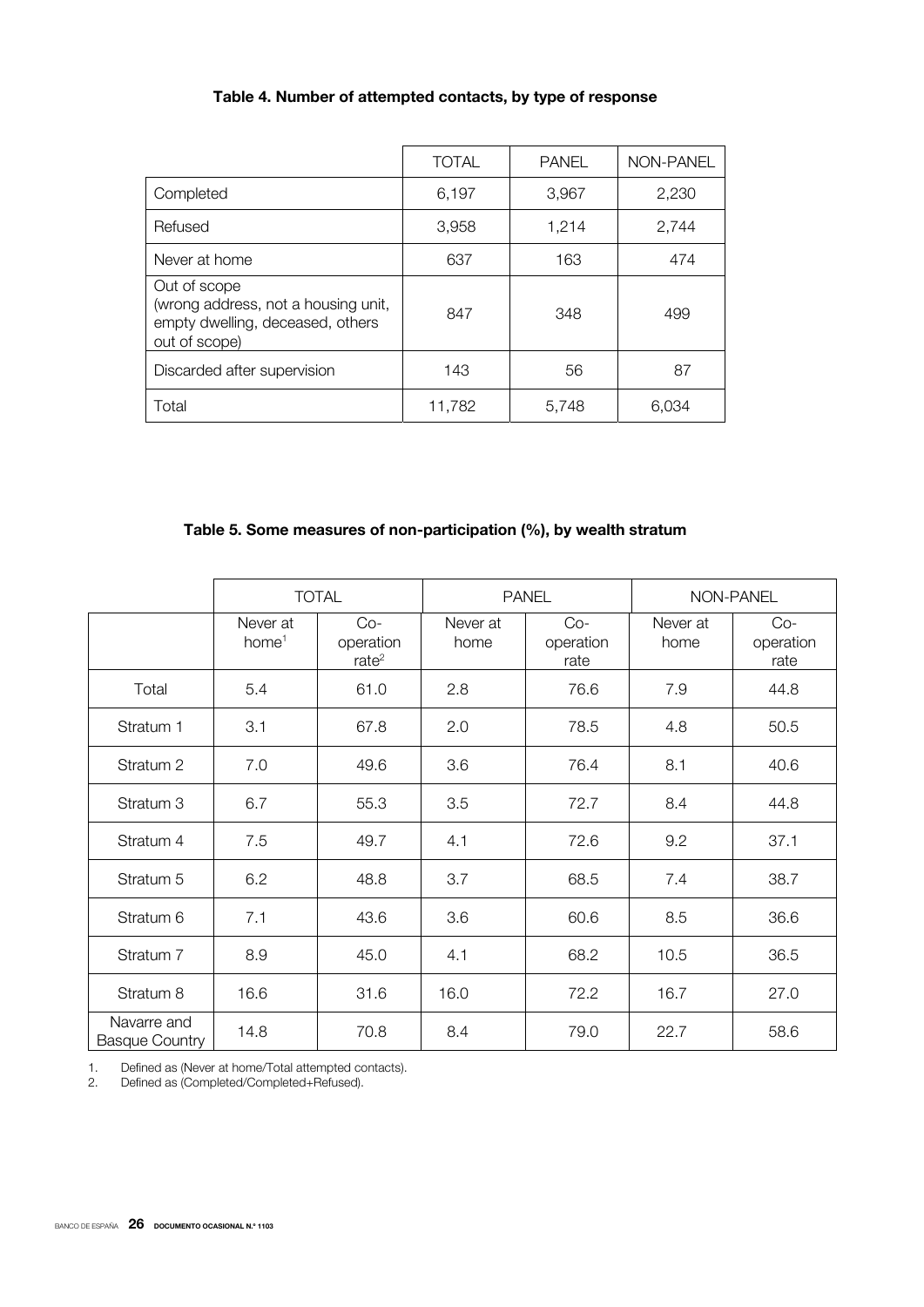**Table 4. Number of attempted contacts, by type of response**

| | TOTAL | PANEL | NON-PANEL |
|---|---|---|---|
| Completed | 6,197 | 3,967 | 2,230 |
| Refused | 3,958 | 1,214 | 2,744 |
| Never at home | 637 | 163 | 474 |
| Out of scope (wrong address, not a housing unit, empty dwelling, deceased, others out of scope) | 847 | 348 | 499 |
| Discarded after supervision | 143 | 56 | 87 |
| Total | 11,782 | 5,748 | 6,034 |

**Table 5. Some measures of non-participation (%), by wealth stratum**

| | TOTAL | | PANEL | | NON-PANEL | |
|---|---|---|---|---|---|---|
| | Never at home[1] | Co-operation rate[2] | Never at home | Co-operation rate | Never at home | Co-operation rate |
| Total | 5.4 | 61.0 | 2.8 | 76.6 | 7.9 | 44.8 |
| Stratum 1 | 3.1 | 67.8 | 2.0 | 78.5 | 4.8 | 50.5 |
| Stratum 2 | 7.0 | 49.6 | 3.6 | 76.4 | 8.1 | 40.6 |
| Stratum 3 | 6.7 | 55.3 | 3.5 | 72.7 | 8.4 | 44.8 |
| Stratum 4 | 7.5 | 49.7 | 4.1 | 72.6 | 9.2 | 37.1 |
| Stratum 5 | 6.2 | 48.8 | 3.7 | 68.5 | 7.4 | 38.7 |
| Stratum 6 | 7.1 | 43.6 | 3.6 | 60.6 | 8.5 | 36.6 |
| Stratum 7 | 8.9 | 45.0 | 4.1 | 68.2 | 10.5 | 36.5 |
| Stratum 8 | 16.6 | 31.6 | 16.0 | 72.2 | 16.7 | 27.0 |
| Navarre and Basque Country | 14.8 | 70.8 | 8.4 | 79.0 | 22.7 | 58.6 |

1. Defined as (Never at home/Total attempted contacts).
2. Defined as (Completed/Completed+Refused).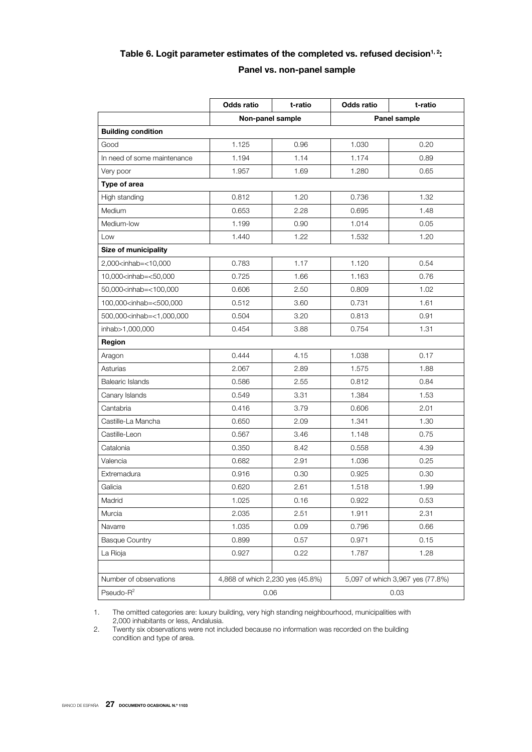### Table 6. Logit parameter estimates of the completed vs. refused decision[1, 2]: Panel vs. non-panel sample

| | Odds ratio | t-ratio | Odds ratio | t-ratio |
|---|---|---|---|---|
| | Non-panel sample | | Panel sample | |
| **Building condition** | | | | |
| Good | 1.125 | 0.96 | 1.030 | 0.20 |
| In need of some maintenance | 1.194 | 1.14 | 1.174 | 0.89 |
| Very poor | 1.957 | 1.69 | 1.280 | 0.65 |
| **Type of area** | | | | |
| High standing | 0.812 | 1.20 | 0.736 | 1.32 |
| Medium | 0.653 | 2.28 | 0.695 | 1.48 |
| Medium-low | 1.199 | 0.90 | 1.014 | 0.05 |
| Low | 1.440 | 1.22 | 1.532 | 1.20 |
| **Size of municipality** | | | | |
| 2,000<inhab=<10,000 | 0.783 | 1.17 | 1.120 | 0.54 |
| 10,000<inhab=<50,000 | 0.725 | 1.66 | 1.163 | 0.76 |
| 50,000<inhab=<100,000 | 0.606 | 2.50 | 0.809 | 1.02 |
| 100,000<inhab=<500,000 | 0.512 | 3.60 | 0.731 | 1.61 |
| 500,000<inhab=<1,000,000 | 0.504 | 3.20 | 0.813 | 0.91 |
| inhab>1,000,000 | 0.454 | 3.88 | 0.754 | 1.31 |
| **Region** | | | | |
| Aragon | 0.444 | 4.15 | 1.038 | 0.17 |
| Asturias | 2.067 | 2.89 | 1.575 | 1.88 |
| Balearic Islands | 0.586 | 2.55 | 0.812 | 0.84 |
| Canary Islands | 0.549 | 3.31 | 1.384 | 1.53 |
| Cantabria | 0.416 | 3.79 | 0.606 | 2.01 |
| Castille-La Mancha | 0.650 | 2.09 | 1.341 | 1.30 |
| Castille-Leon | 0.567 | 3.46 | 1.148 | 0.75 |
| Catalonia | 0.350 | 8.42 | 0.558 | 4.39 |
| Valencia | 0.682 | 2.91 | 1.036 | 0.25 |
| Extremadura | 0.916 | 0.30 | 0.925 | 0.30 |
| Galicia | 0.620 | 2.61 | 1.518 | 1.99 |
| Madrid | 1.025 | 0.16 | 0.922 | 0.53 |
| Murcia | 2.035 | 2.51 | 1.911 | 2.31 |
| Navarre | 1.035 | 0.09 | 0.796 | 0.66 |
| Basque Country | 0.899 | 0.57 | 0.971 | 0.15 |
| La Rioja | 0.927 | 0.22 | 1.787 | 1.28 |
| | | | | |
| Number of observations | 4,868 of which 2,230 yes (45.8%) | | 5,097 of which 3,967 yes (77.8%) | |
| Pseudo-$R^2$ | 0.06 | | 0.03 | |

1. The omitted categories are: luxury building, very high standing neighbourhood, municipalities with 2,000 inhabitants or less, Andalusia.
2. Twenty six observations were not included because no information was recorded on the building condition and type of area.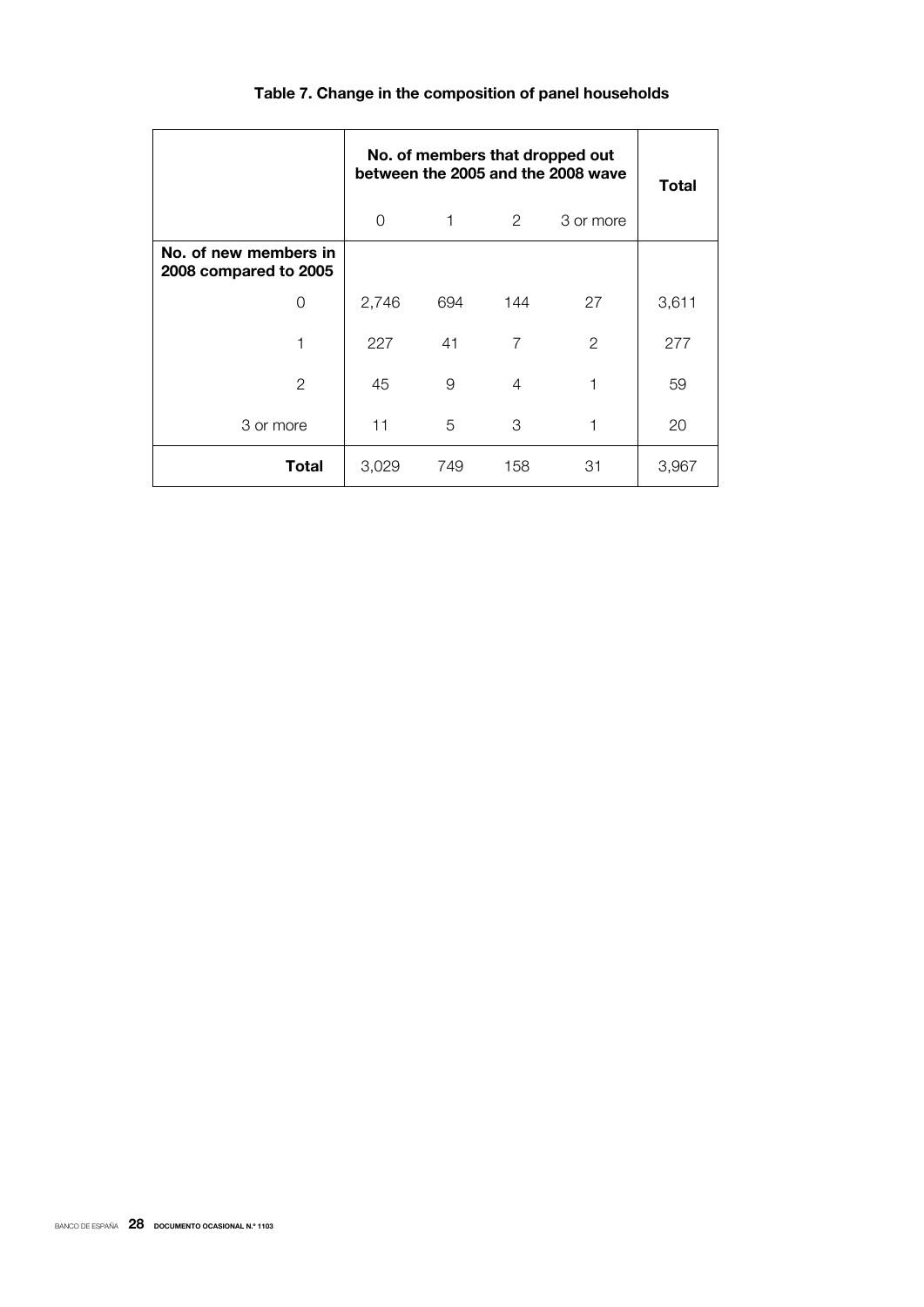**Table 7. Change in the composition of panel households**

| | No. of members that dropped out between the 2005 and the 2008 wave | | | | Total |
|---|---|---|---|---|---|
| | 0 | 1 | 2 | 3 or more | |
| **No. of new members in 2008 compared to 2005** | | | | | |
| 0 | 2,746 | 694 | 144 | 27 | 3,611 |
| 1 | 227 | 41 | 7 | 2 | 277 |
| 2 | 45 | 9 | 4 | 1 | 59 |
| 3 or more | 11 | 5 | 3 | 1 | 20 |
| **Total** | 3,029 | 749 | 158 | 31 | 3,967 |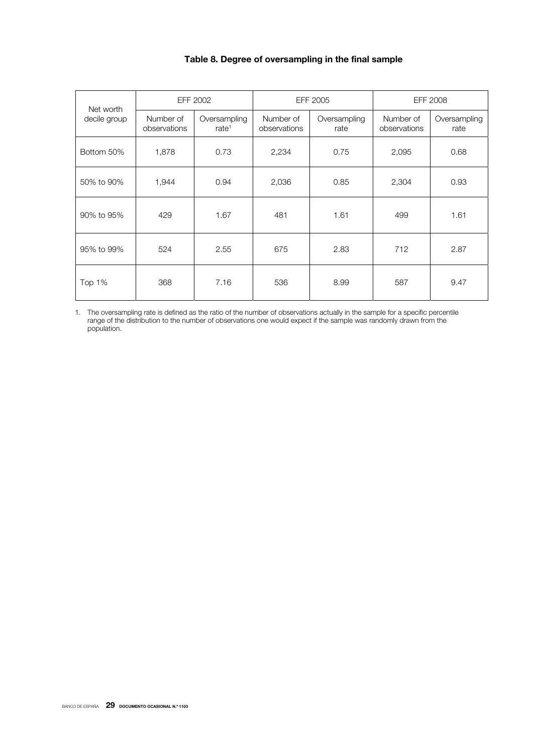**Table 8. Degree of oversampling in the final sample**

| Net worth decile group | EFF 2002 | | EFF 2005 | | EFF 2008 | |
|---|---|---|---|---|---|---|
| | Number of observations | Oversampling rate[1] | Number of observations | Oversampling rate | Number of observations | Oversampling rate |
| Bottom 50% | 1,878 | 0.73 | 2,234 | 0.75 | 2,095 | 0.68 |
| 50% to 90% | 1,944 | 0.94 | 2,036 | 0.85 | 2,304 | 0.93 |
| 90% to 95% | 429 | 1.67 | 481 | 1.61 | 499 | 1.61 |
| 95% to 99% | 524 | 2.55 | 675 | 2.83 | 712 | 2.87 |
| Top 1% | 368 | 7.16 | 536 | 8.99 | 587 | 9.47 |

1. The oversampling rate is defined as the ratio of the number of observations actually in the sample for a specific percentile range of the distribution to the number of observations one would expect if the sample was randomly drawn from the population.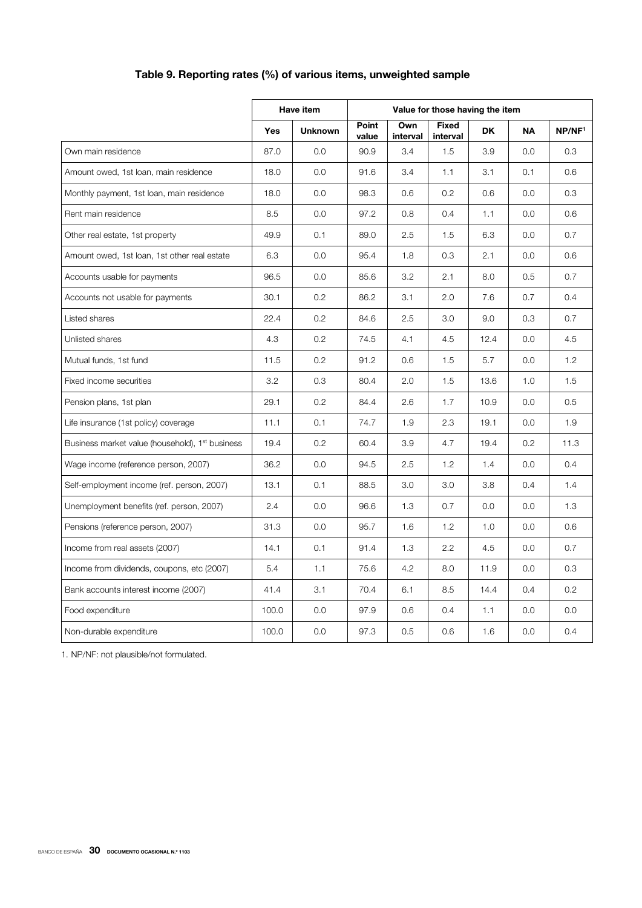## Table 9. Reporting rates (%) of various items, unweighted sample

| | Have item | | Value for those having the item | | | | | |
|---|---|---|---|---|---|---|---|---|
| | Yes | Unknown | Point value | Own interval | Fixed interval | DK | NA | NP/NF[1] |
| Own main residence | 87.0 | 0.0 | 90.9 | 3.4 | 1.5 | 3.9 | 0.0 | 0.3 |
| Amount owed, 1st loan, main residence | 18.0 | 0.0 | 91.6 | 3.4 | 1.1 | 3.1 | 0.1 | 0.6 |
| Monthly payment, 1st loan, main residence | 18.0 | 0.0 | 98.3 | 0.6 | 0.2 | 0.6 | 0.0 | 0.3 |
| Rent main residence | 8.5 | 0.0 | 97.2 | 0.8 | 0.4 | 1.1 | 0.0 | 0.6 |
| Other real estate, 1st property | 49.9 | 0.1 | 89.0 | 2.5 | 1.5 | 6.3 | 0.0 | 0.7 |
| Amount owed, 1st loan, 1st other real estate | 6.3 | 0.0 | 95.4 | 1.8 | 0.3 | 2.1 | 0.0 | 0.6 |
| Accounts usable for payments | 96.5 | 0.0 | 85.6 | 3.2 | 2.1 | 8.0 | 0.5 | 0.7 |
| Accounts not usable for payments | 30.1 | 0.2 | 86.2 | 3.1 | 2.0 | 7.6 | 0.7 | 0.4 |
| Listed shares | 22.4 | 0.2 | 84.6 | 2.5 | 3.0 | 9.0 | 0.3 | 0.7 |
| Unlisted shares | 4.3 | 0.2 | 74.5 | 4.1 | 4.5 | 12.4 | 0.0 | 4.5 |
| Mutual funds, 1st fund | 11.5 | 0.2 | 91.2 | 0.6 | 1.5 | 5.7 | 0.0 | 1.2 |
| Fixed income securities | 3.2 | 0.3 | 80.4 | 2.0 | 1.5 | 13.6 | 1.0 | 1.5 |
| Pension plans, 1st plan | 29.1 | 0.2 | 84.4 | 2.6 | 1.7 | 10.9 | 0.0 | 0.5 |
| Life insurance (1st policy) coverage | 11.1 | 0.1 | 74.7 | 1.9 | 2.3 | 19.1 | 0.0 | 1.9 |
| Business market value (household), 1st business | 19.4 | 0.2 | 60.4 | 3.9 | 4.7 | 19.4 | 0.2 | 11.3 |
| Wage income (reference person, 2007) | 36.2 | 0.0 | 94.5 | 2.5 | 1.2 | 1.4 | 0.0 | 0.4 |
| Self-employment income (ref. person, 2007) | 13.1 | 0.1 | 88.5 | 3.0 | 3.0 | 3.8 | 0.4 | 1.4 |
| Unemployment benefits (ref. person, 2007) | 2.4 | 0.0 | 96.6 | 1.3 | 0.7 | 0.0 | 0.0 | 1.3 |
| Pensions (reference person, 2007) | 31.3 | 0.0 | 95.7 | 1.6 | 1.2 | 1.0 | 0.0 | 0.6 |
| Income from real assets (2007) | 14.1 | 0.1 | 91.4 | 1.3 | 2.2 | 4.5 | 0.0 | 0.7 |
| Income from dividends, coupons, etc (2007) | 5.4 | 1.1 | 75.6 | 4.2 | 8.0 | 11.9 | 0.0 | 0.3 |
| Bank accounts interest income (2007) | 41.4 | 3.1 | 70.4 | 6.1 | 8.5 | 14.4 | 0.4 | 0.2 |
| Food expenditure | 100.0 | 0.0 | 97.9 | 0.6 | 0.4 | 1.1 | 0.0 | 0.0 |
| Non-durable expenditure | 100.0 | 0.0 | 97.3 | 0.5 | 0.6 | 1.6 | 0.0 | 0.4 |

1. NP/NF: not plausible/not formulated.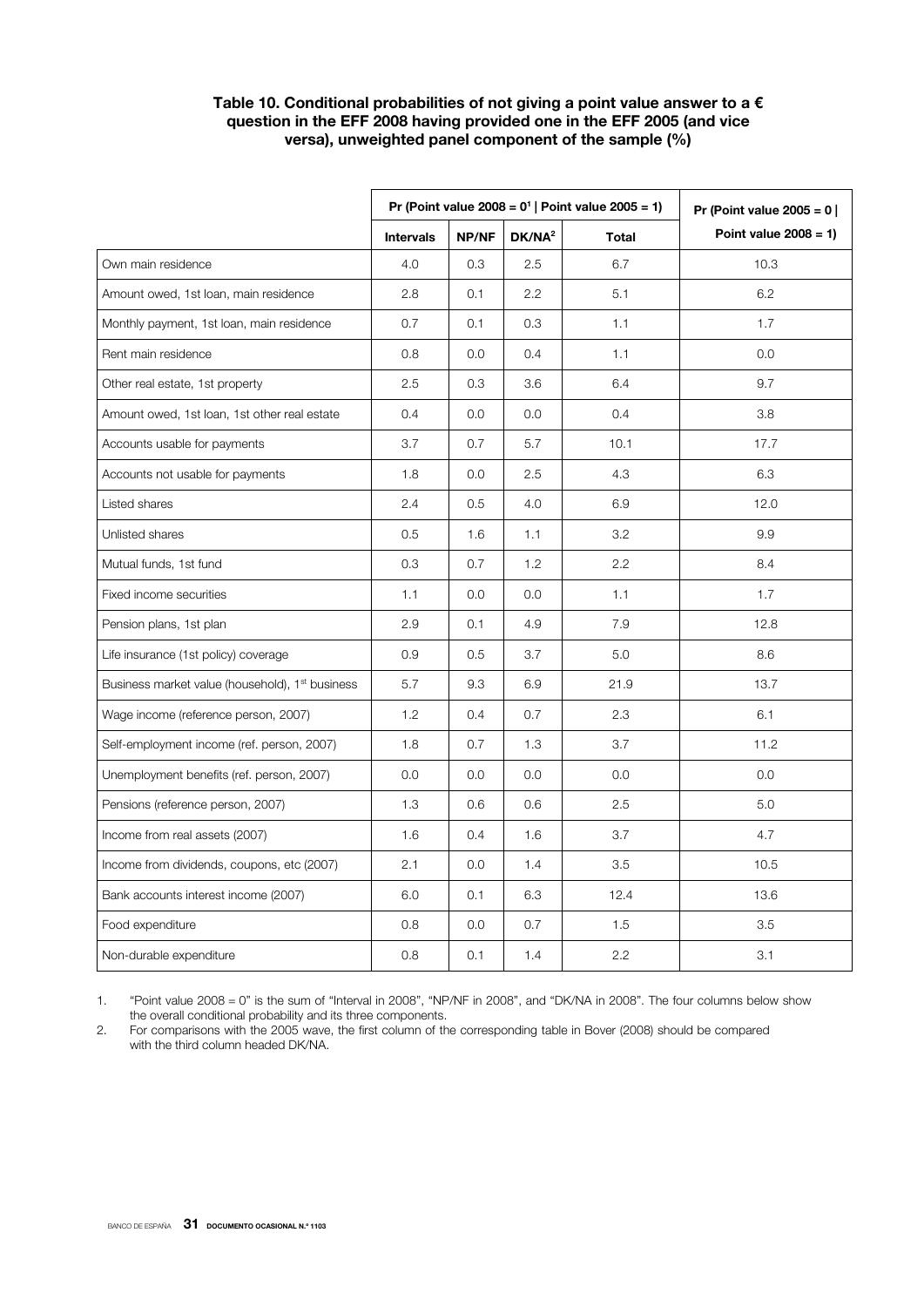**Table 10. Conditional probabilities of not giving a point value answer to a € question in the EFF 2008 having provided one in the EFF 2005 (and vice versa), unweighted panel component of the sample (%)**

| | Pr (Point value 2008 = 0[1] \| Point value 2005 = 1) | | | | Pr (Point value 2005 = 0 \| Point value 2008 = 1) |
|---|---|---|---|---|---|
| | Intervals | NP/NF | DK/NA[2] | Total | |
| Own main residence | 4.0 | 0.3 | 2.5 | 6.7 | 10.3 |
| Amount owed, 1st loan, main residence | 2.8 | 0.1 | 2.2 | 5.1 | 6.2 |
| Monthly payment, 1st loan, main residence | 0.7 | 0.1 | 0.3 | 1.1 | 1.7 |
| Rent main residence | 0.8 | 0.0 | 0.4 | 1.1 | 0.0 |
| Other real estate, 1st property | 2.5 | 0.3 | 3.6 | 6.4 | 9.7 |
| Amount owed, 1st loan, 1st other real estate | 0.4 | 0.0 | 0.0 | 0.4 | 3.8 |
| Accounts usable for payments | 3.7 | 0.7 | 5.7 | 10.1 | 17.7 |
| Accounts not usable for payments | 1.8 | 0.0 | 2.5 | 4.3 | 6.3 |
| Listed shares | 2.4 | 0.5 | 4.0 | 6.9 | 12.0 |
| Unlisted shares | 0.5 | 1.6 | 1.1 | 3.2 | 9.9 |
| Mutual funds, 1st fund | 0.3 | 0.7 | 1.2 | 2.2 | 8.4 |
| Fixed income securities | 1.1 | 0.0 | 0.0 | 1.1 | 1.7 |
| Pension plans, 1st plan | 2.9 | 0.1 | 4.9 | 7.9 | 12.8 |
| Life insurance (1st policy) coverage | 0.9 | 0.5 | 3.7 | 5.0 | 8.6 |
| Business market value (household), 1st business | 5.7 | 9.3 | 6.9 | 21.9 | 13.7 |
| Wage income (reference person, 2007) | 1.2 | 0.4 | 0.7 | 2.3 | 6.1 |
| Self-employment income (ref. person, 2007) | 1.8 | 0.7 | 1.3 | 3.7 | 11.2 |
| Unemployment benefits (ref. person, 2007) | 0.0 | 0.0 | 0.0 | 0.0 | 0.0 |
| Pensions (reference person, 2007) | 1.3 | 0.6 | 0.6 | 2.5 | 5.0 |
| Income from real assets (2007) | 1.6 | 0.4 | 1.6 | 3.7 | 4.7 |
| Income from dividends, coupons, etc (2007) | 2.1 | 0.0 | 1.4 | 3.5 | 10.5 |
| Bank accounts interest income (2007) | 6.0 | 0.1 | 6.3 | 12.4 | 13.6 |
| Food expenditure | 0.8 | 0.0 | 0.7 | 1.5 | 3.5 |
| Non-durable expenditure | 0.8 | 0.1 | 1.4 | 2.2 | 3.1 |

1. "Point value 2008 = 0" is the sum of "Interval in 2008", "NP/NF in 2008", and "DK/NA in 2008". The four columns below show the overall conditional probability and its three components.
2. For comparisons with the 2005 wave, the first column of the corresponding table in Bover (2008) should be compared with the third column headed DK/NA.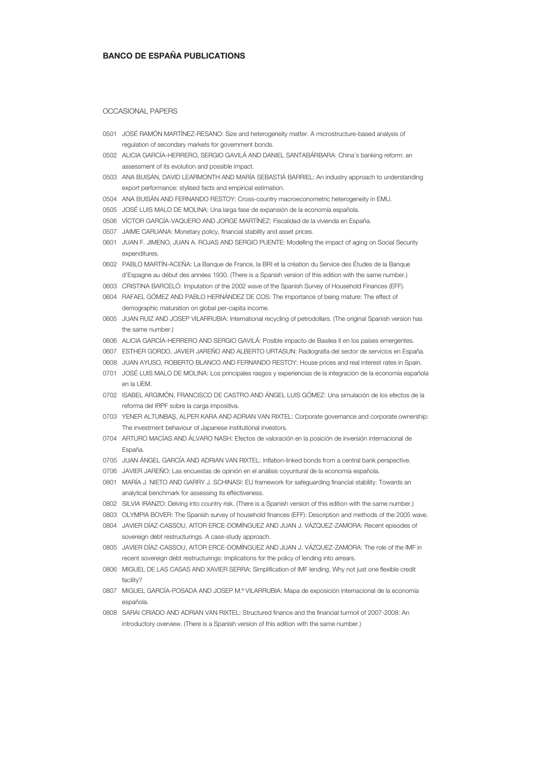## BANCO DE ESPAÑA PUBLICATIONS

### OCCASIONAL PAPERS

0501 JOSÉ RAMÓN MARTÍNEZ-RESANO: Size and heterogeneity matter. A microstructure-based analysis of regulation of secondary markets for government bonds.

0502 ALICIA GARCÍA-HERRERO, SERGIO GAVILÁ AND DANIEL SANTABÁRBARA: China's banking reform: an assessment of its evolution and possible impact.

0503 ANA BUISÁN, DAVID LEARMONTH AND MARÍA SEBASTIÁ BARRIEL: An industry approach to understanding export performance: stylised facts and empirical estimation.

0504 ANA BUISÁN AND FERNANDO RESTOY: Cross-country macroeconometric heterogeneity in EMU.

0505 JOSÉ LUIS MALO DE MOLINA: Una larga fase de expansión de la economía española.

0506 VÍCTOR GARCÍA-VAQUERO AND JORGE MARTÍNEZ: Fiscalidad de la vivienda en España.

0507 JAIME CARUANA: Monetary policy, financial stability and asset prices.

0601 JUAN F. JIMENO, JUAN A. ROJAS AND SERGIO PUENTE: Modelling the impact of aging on Social Security expenditures.

0602 PABLO MARTÍN-ACEÑA: La Banque de France, la BRI et la création du Service des Études de la Banque d'Espagne au début des années 1930. (There is a Spanish version of this edition with the same number.)

0603 CRISTINA BARCELÓ: Imputation of the 2002 wave of the Spanish Survey of Household Finances (EFF).

0604 RAFAEL GÓMEZ AND PABLO HERNÁNDEZ DE COS: The importance of being mature: The effect of demographic maturation on global per-capita income.

0605 JUAN RUIZ AND JOSEP VILARRUBIA: International recycling of petrodollars. (The original Spanish version has the same number.)

0606 ALICIA GARCÍA-HERRERO AND SERGIO GAVILÁ: Posible impacto de Basilea II en los países emergentes.

0607 ESTHER GORDO, JAVIER JAREÑO AND ALBERTO URTASUN: Radiografía del sector de servicios en España.

0608 JUAN AYUSO, ROBERTO BLANCO AND FERNANDO RESTOY: House prices and real interest rates in Spain.

0701 JOSÉ LUIS MALO DE MOLINA: Los principales rasgos y experiencias de la integración de la economía española en la UEM.

0702 ISABEL ARGIMÓN, FRANCISCO DE CASTRO AND ÁNGEL LUIS GÓMEZ: Una simulación de los efectos de la reforma del IRPF sobre la carga impositiva.

0703 YENER ALTUNBAŞ, ALPER KARA AND ADRIAN VAN RIXTEL: Corporate governance and corporate ownership: The investment behaviour of Japanese institutional investors.

0704 ARTURO MACÍAS AND ÁLVARO NASH: Efectos de valoración en la posición de inversión internacional de España.

0705 JUAN ÁNGEL GARCÍA AND ADRIAN VAN RIXTEL: Inflation-linked bonds from a central bank perspective.

0706 JAVIER JAREÑO: Las encuestas de opinión en el análisis coyuntural de la economía española.

0801 MARÍA J. NIETO AND GARRY J. SCHINASI: EU framework for safeguarding financial stability: Towards an analytical benchmark for assessing its effectiveness.

0802 SILVIA IRANZO: Delving into country risk. (There is a Spanish version of this edition with the same number.)

0803 OLYMPIA BOVER: The Spanish survey of household finances (EFF): Description and methods of the 2005 wave.

0804 JAVIER DÍAZ-CASSOU, AITOR ERCE-DOMÍNGUEZ AND JUAN J. VÁZQUEZ-ZAMORA: Recent episodes of sovereign debt restructurings. A case-study approach.

0805 JAVIER DÍAZ-CASSOU, AITOR ERCE-DOMÍNGUEZ AND JUAN J. VÁZQUEZ-ZAMORA: The role of the IMF in recent sovereign debt restructurings: Implications for the policy of lending into arrears.

0806 MIGUEL DE LAS CASAS AND XAVIER SERRA: Simplification of IMF lending. Why not just one flexible credit facility?

0807 MIGUEL GARCÍA-POSADA AND JOSEP M.ª VILARRUBIA: Mapa de exposición internacional de la economía española.

0808 SARAI CRIADO AND ADRIAN VAN RIXTEL: Structured finance and the financial turmoil of 2007-2008: An introductory overview. (There is a Spanish version of this edition with the same number.)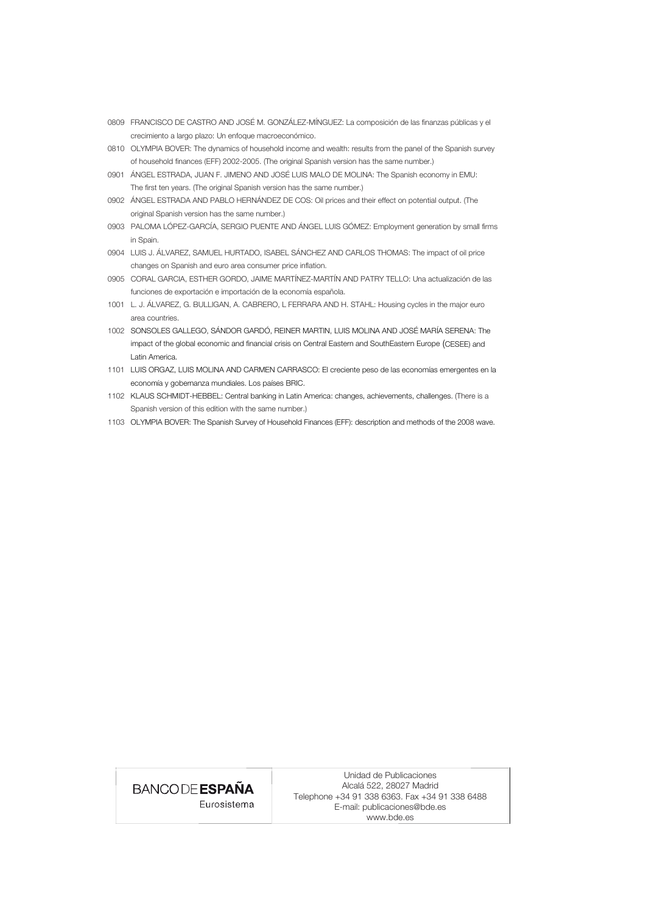0809 FRANCISCO DE CASTRO AND JOSÉ M. GONZÁLEZ-MÍNGUEZ: La composición de las finanzas públicas y el crecimiento a largo plazo: Un enfoque macroeconómico.

0810 OLYMPIA BOVER: The dynamics of household income and wealth: results from the panel of the Spanish survey of household finances (EFF) 2002-2005. (The original Spanish version has the same number.)

0901 ÁNGEL ESTRADA, JUAN F. JIMENO AND JOSÉ LUIS MALO DE MOLINA: The Spanish economy in EMU: The first ten years. (The original Spanish version has the same number.)

0902 ÁNGEL ESTRADA AND PABLO HERNÁNDEZ DE COS: Oil prices and their effect on potential output. (The original Spanish version has the same number.)

0903 PALOMA LÓPEZ-GARCÍA, SERGIO PUENTE AND ÁNGEL LUIS GÓMEZ: Employment generation by small firms in Spain.

0904 LUIS J. ÁLVAREZ, SAMUEL HURTADO, ISABEL SÁNCHEZ AND CARLOS THOMAS: The impact of oil price changes on Spanish and euro area consumer price inflation.

0905 CORAL GARCIA, ESTHER GORDO, JAIME MARTÍNEZ-MARTÍN AND PATRY TELLO: Una actualización de las funciones de exportación e importación de la economía española.

1001 L. J. ÁLVAREZ, G. BULLIGAN, A. CABRERO, L FERRARA AND H. STAHL: Housing cycles in the major euro area countries.

1002 SONSOLES GALLEGO, SÁNDOR GARDÓ, REINER MARTIN, LUIS MOLINA AND JOSÉ MARÍA SERENA: The impact of the global economic and financial crisis on Central Eastern and SouthEastern Europe (CESEE) and Latin America.

1101 LUIS ORGAZ, LUIS MOLINA AND CARMEN CARRASCO: El creciente peso de las economías emergentes en la economía y gobernanza mundiales. Los países BRIC.

1102 KLAUS SCHMIDT-HEBBEL: Central banking in Latin America: changes, achievements, challenges. (There is a Spanish version of this edition with the same number.)

1103 OLYMPIA BOVER: The Spanish Survey of Household Finances (EFF): description and methods of the 2008 wave.

BANCO DE **ESPAÑA**
Eurosistema

Unidad de Publicaciones
Alcalá 522, 28027 Madrid
Telephone +34 91 338 6363. Fax +34 91 338 6488
E-mail: publicaciones@bde.es
www.bde.es